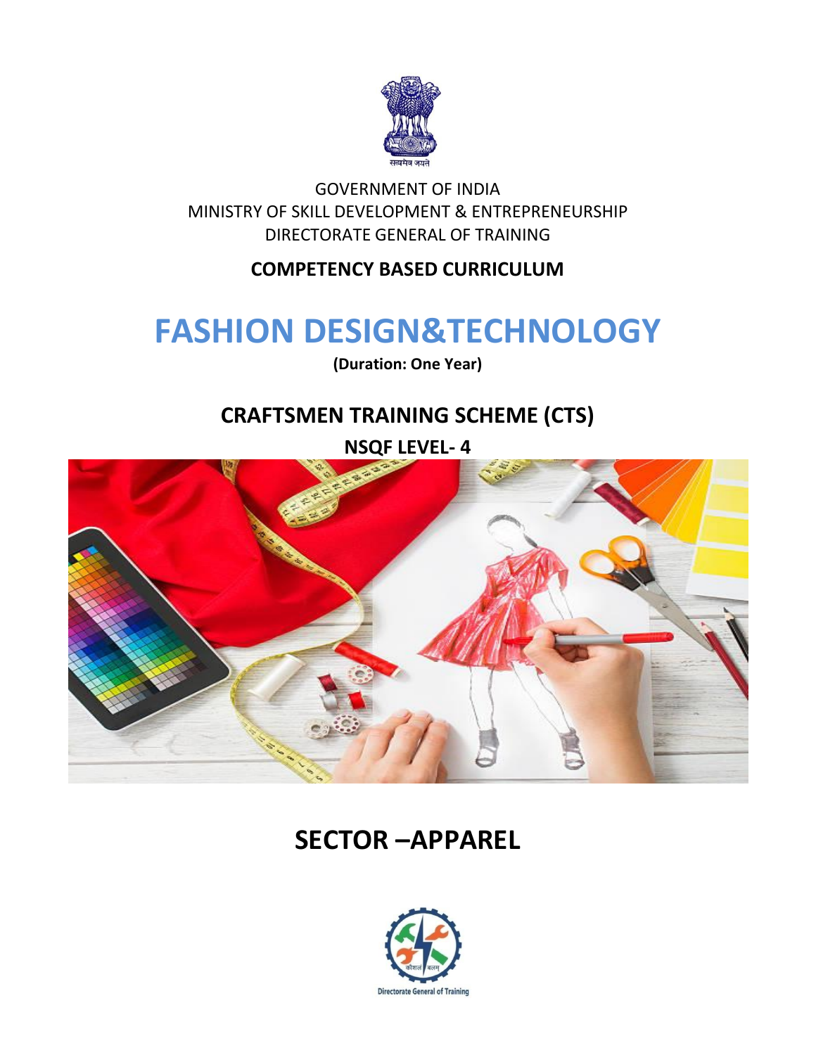GOVERNMENT OF INDIA
MINISTRY OF SKILL DEVELOPMENT & ENTREPRENEURSHIP
DIRECTORATE GENERAL OF TRAINING

**COMPETENCY BASED CURRICULUM**

# FASHION DESIGN&TECHNOLOGY

**(Duration: One Year)**

## CRAFTSMEN TRAINING SCHEME (CTS)

**NSQF LEVEL- 4**

## SECTOR –APPAREL

Directorate General of Training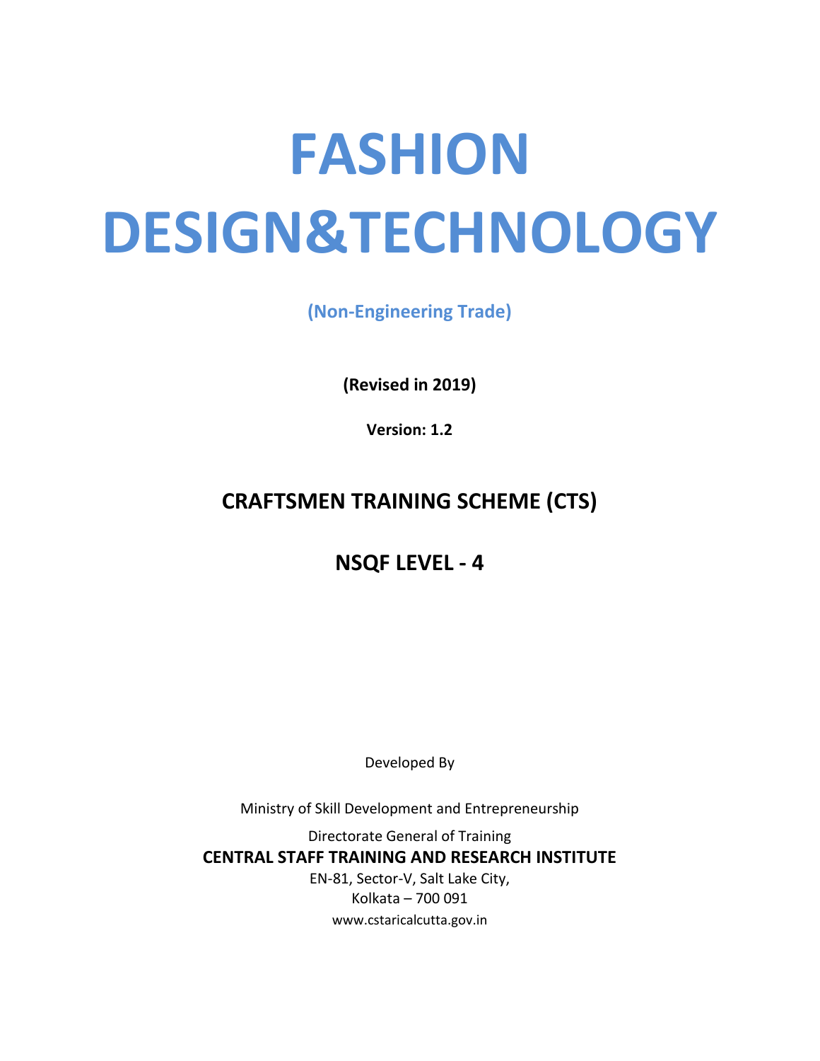# FASHION DESIGN&TECHNOLOGY

**(Non-Engineering Trade)**

**(Revised in 2019)**

**Version: 1.2**

## CRAFTSMEN TRAINING SCHEME (CTS)

## NSQF LEVEL - 4

Developed By

Ministry of Skill Development and Entrepreneurship

Directorate General of Training

**CENTRAL STAFF TRAINING AND RESEARCH INSTITUTE**

EN-81, Sector-V, Salt Lake City,

Kolkata – 700 091

www.cstaricalcutta.gov.in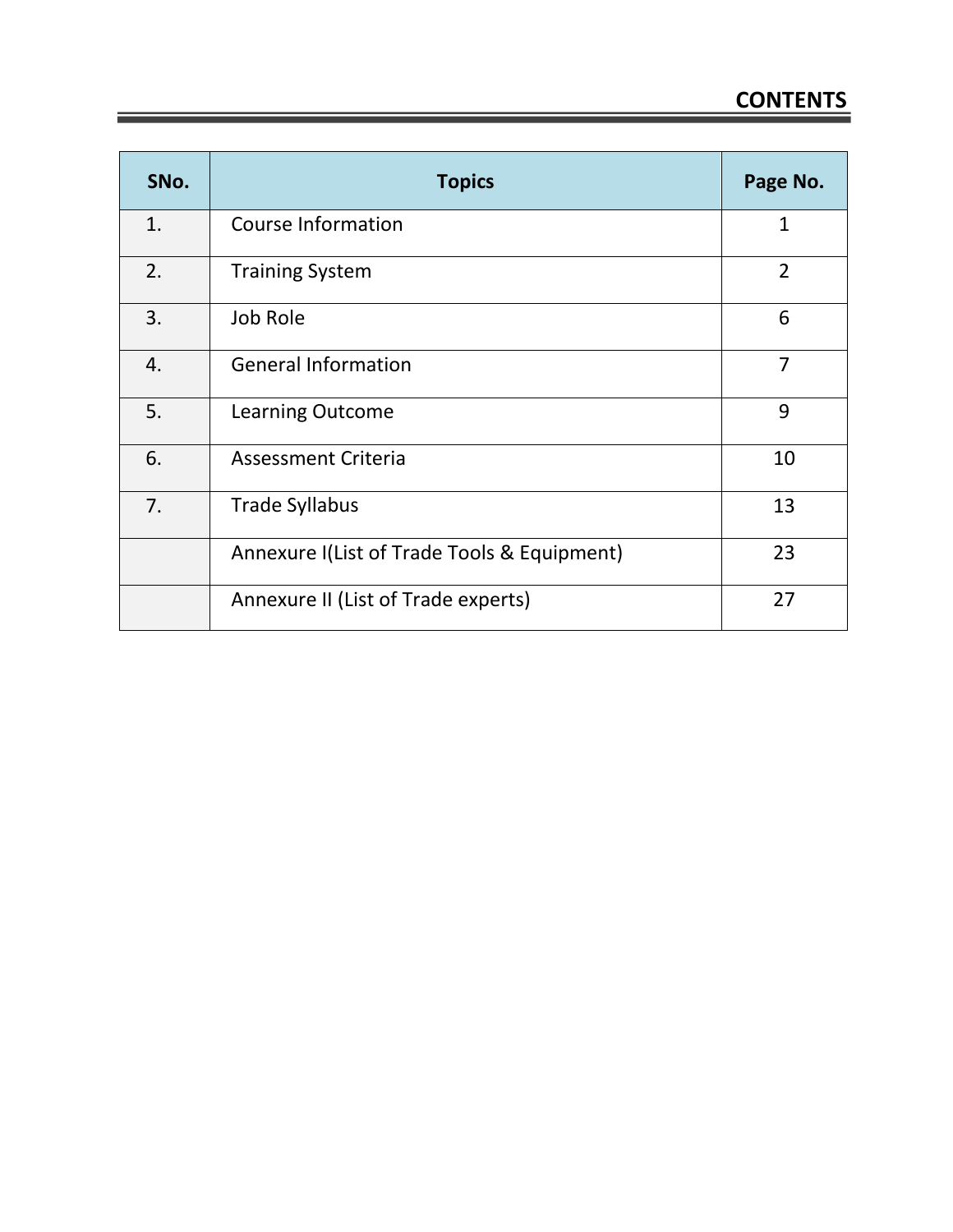# CONTENTS

| SNo. | Topics | Page No. |
|---|---|---|
| 1. | Course Information | 1 |
| 2. | Training System | 2 |
| 3. | Job Role | 6 |
| 4. | General Information | 7 |
| 5. | Learning Outcome | 9 |
| 6. | Assessment Criteria | 10 |
| 7. | Trade Syllabus | 13 |
| | Annexure I(List of Trade Tools & Equipment) | 23 |
| | Annexure II (List of Trade experts) | 27 |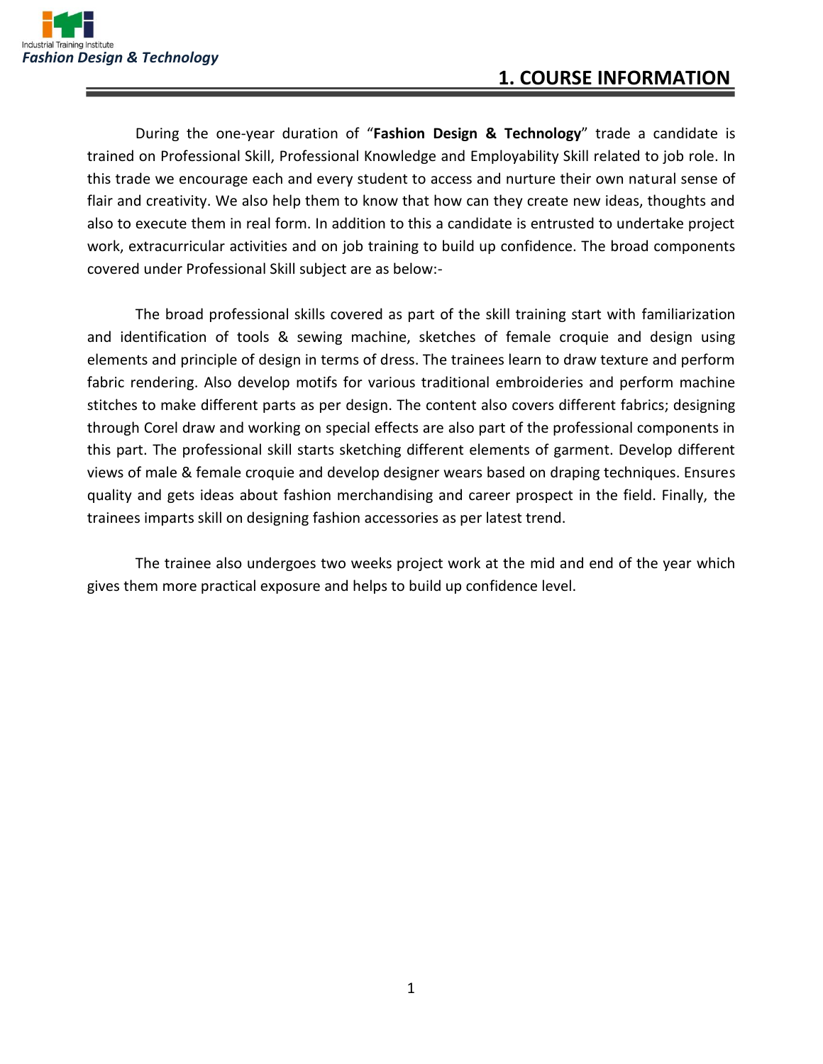# 1. COURSE INFORMATION

During the one-year duration of "**Fashion Design & Technology**" trade a candidate is trained on Professional Skill, Professional Knowledge and Employability Skill related to job role. In this trade we encourage each and every student to access and nurture their own natural sense of flair and creativity. We also help them to know that how can they create new ideas, thoughts and also to execute them in real form. In addition to this a candidate is entrusted to undertake project work, extracurricular activities and on job training to build up confidence. The broad components covered under Professional Skill subject are as below:-

The broad professional skills covered as part of the skill training start with familiarization and identification of tools & sewing machine, sketches of female croquie and design using elements and principle of design in terms of dress. The trainees learn to draw texture and perform fabric rendering. Also develop motifs for various traditional embroideries and perform machine stitches to make different parts as per design. The content also covers different fabrics; designing through Corel draw and working on special effects are also part of the professional components in this part. The professional skill starts sketching different elements of garment. Develop different views of male & female croquie and develop designer wears based on draping techniques. Ensures quality and gets ideas about fashion merchandising and career prospect in the field. Finally, the trainees imparts skill on designing fashion accessories as per latest trend.

The trainee also undergoes two weeks project work at the mid and end of the year which gives them more practical exposure and helps to build up confidence level.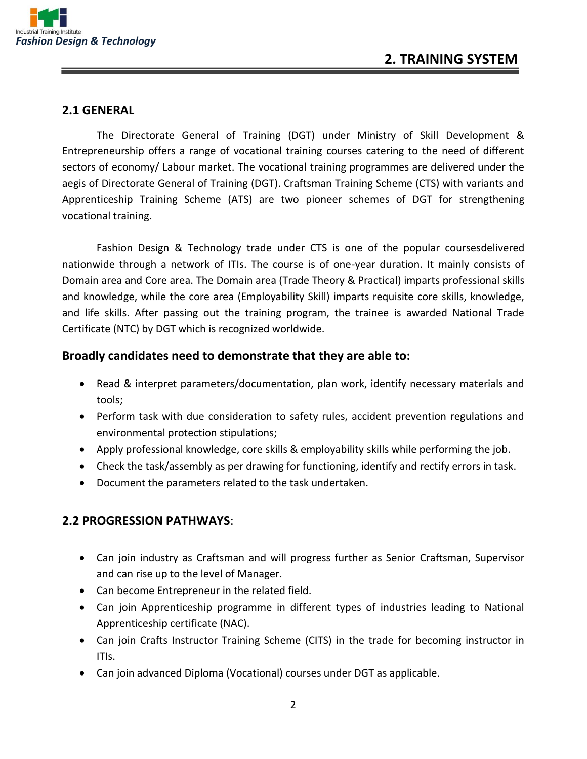## 2. TRAINING SYSTEM

### 2.1 GENERAL

The Directorate General of Training (DGT) under Ministry of Skill Development & Entrepreneurship offers a range of vocational training courses catering to the need of different sectors of economy/ Labour market. The vocational training programmes are delivered under the aegis of Directorate General of Training (DGT). Craftsman Training Scheme (CTS) with variants and Apprenticeship Training Scheme (ATS) are two pioneer schemes of DGT for strengthening vocational training.

Fashion Design & Technology trade under CTS is one of the popular coursesdelivered nationwide through a network of ITIs. The course is of one-year duration. It mainly consists of Domain area and Core area. The Domain area (Trade Theory & Practical) imparts professional skills and knowledge, while the core area (Employability Skill) imparts requisite core skills, knowledge, and life skills. After passing out the training program, the trainee is awarded National Trade Certificate (NTC) by DGT which is recognized worldwide.

**Broadly candidates need to demonstrate that they are able to:**

- Read & interpret parameters/documentation, plan work, identify necessary materials and tools;
- Perform task with due consideration to safety rules, accident prevention regulations and environmental protection stipulations;
- Apply professional knowledge, core skills & employability skills while performing the job.
- Check the task/assembly as per drawing for functioning, identify and rectify errors in task.
- Document the parameters related to the task undertaken.

### 2.2 PROGRESSION PATHWAYS:

- Can join industry as Craftsman and will progress further as Senior Craftsman, Supervisor and can rise up to the level of Manager.
- Can become Entrepreneur in the related field.
- Can join Apprenticeship programme in different types of industries leading to National Apprenticeship certificate (NAC).
- Can join Crafts Instructor Training Scheme (CITS) in the trade for becoming instructor in ITIs.
- Can join advanced Diploma (Vocational) courses under DGT as applicable.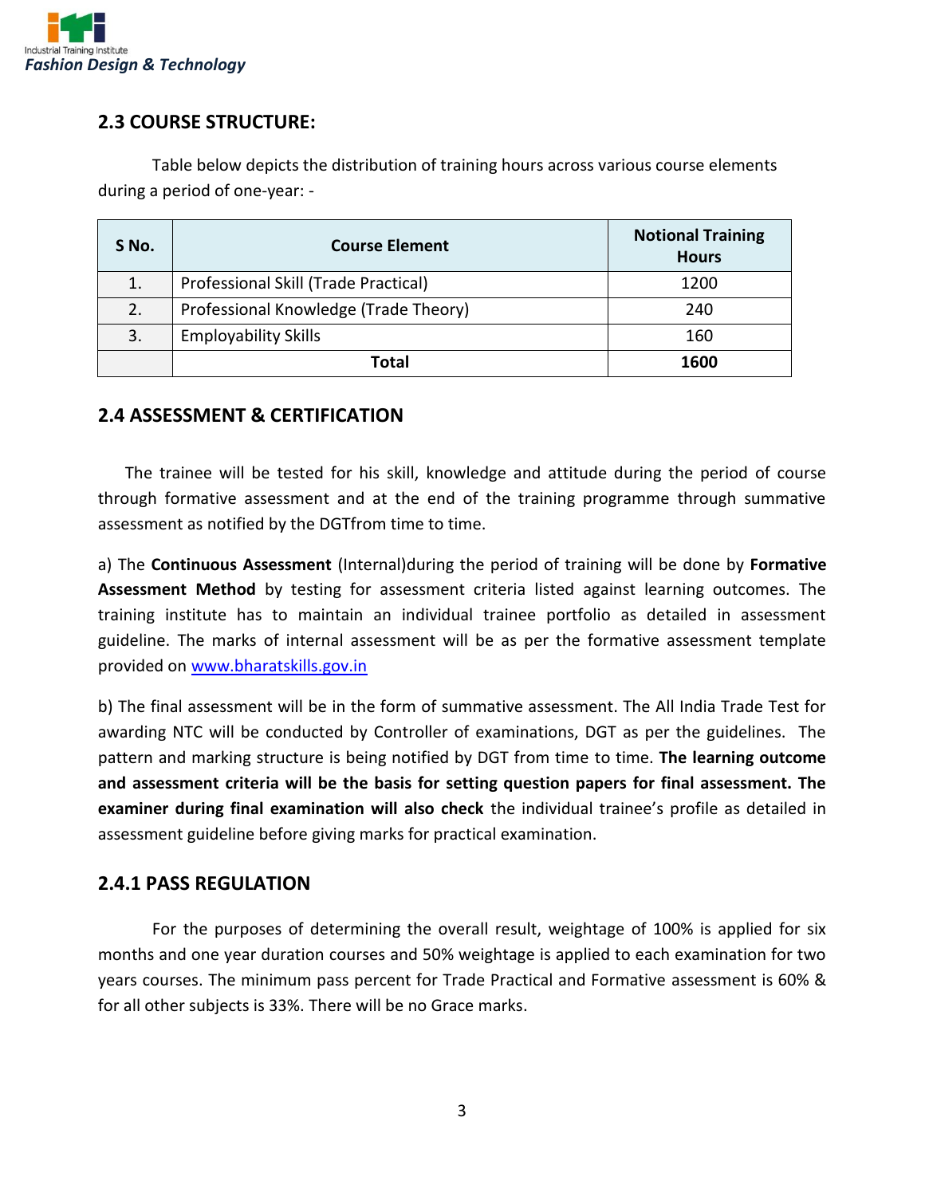## 2.3 COURSE STRUCTURE:

Table below depicts the distribution of training hours across various course elements during a period of one-year: -

| S No. | Course Element | Notional Training Hours |
|---|---|---|
| 1. | Professional Skill (Trade Practical) | 1200 |
| 2. | Professional Knowledge (Trade Theory) | 240 |
| 3. | Employability Skills | 160 |
| | **Total** | **1600** |

## 2.4 ASSESSMENT & CERTIFICATION

The trainee will be tested for his skill, knowledge and attitude during the period of course through formative assessment and at the end of the training programme through summative assessment as notified by the DGTfrom time to time.

a) The **Continuous Assessment** (Internal)during the period of training will be done by **Formative Assessment Method** by testing for assessment criteria listed against learning outcomes. The training institute has to maintain an individual trainee portfolio as detailed in assessment guideline. The marks of internal assessment will be as per the formative assessment template provided on [www.bharatskills.gov.in](www.bharatskills.gov.in)

b) The final assessment will be in the form of summative assessment. The All India Trade Test for awarding NTC will be conducted by Controller of examinations, DGT as per the guidelines. The pattern and marking structure is being notified by DGT from time to time. **The learning outcome and assessment criteria will be the basis for setting question papers for final assessment. The examiner during final examination will also check** the individual trainee's profile as detailed in assessment guideline before giving marks for practical examination.

### 2.4.1 PASS REGULATION

For the purposes of determining the overall result, weightage of 100% is applied for six months and one year duration courses and 50% weightage is applied to each examination for two years courses. The minimum pass percent for Trade Practical and Formative assessment is 60% & for all other subjects is 33%. There will be no Grace marks.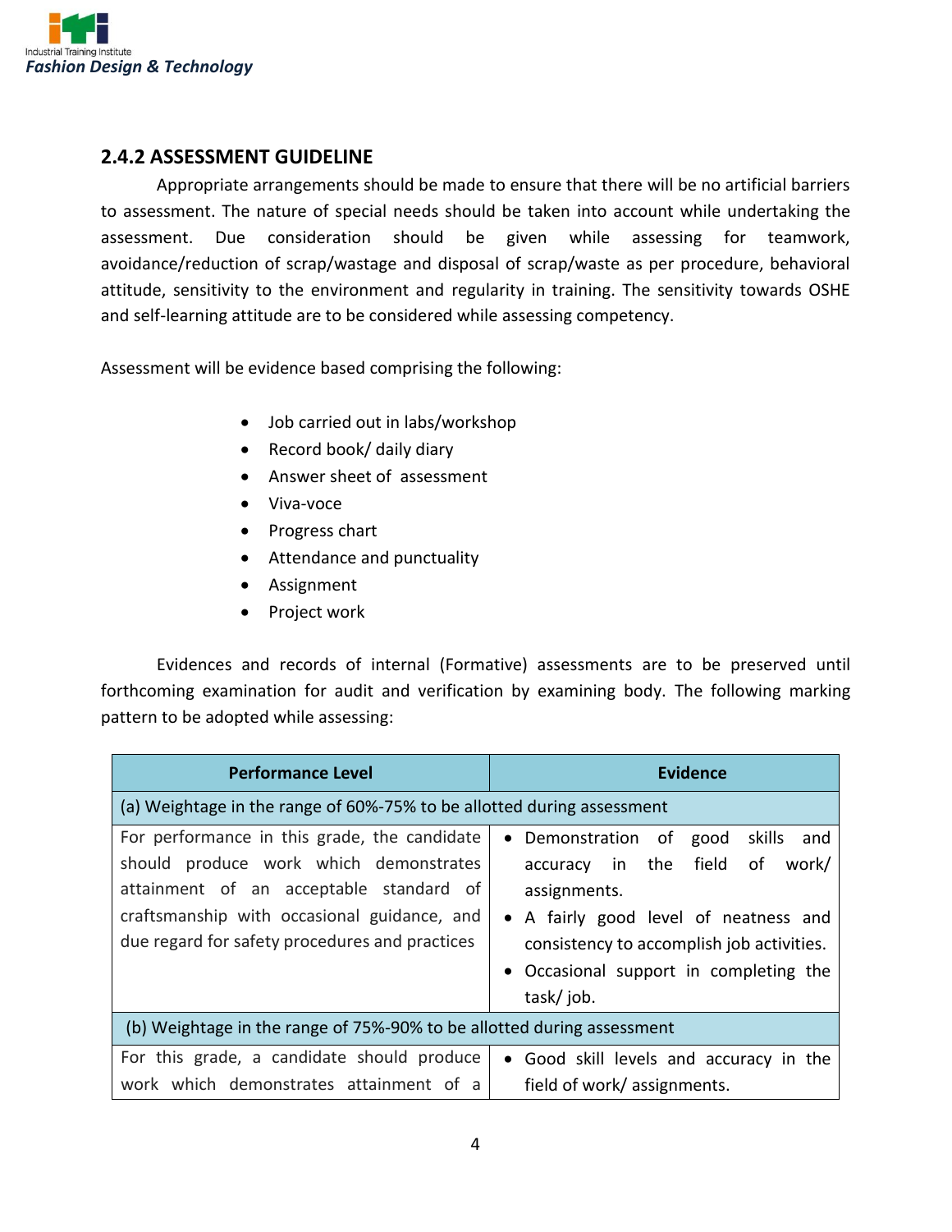## 2.4.2 ASSESSMENT GUIDELINE

Appropriate arrangements should be made to ensure that there will be no artificial barriers to assessment. The nature of special needs should be taken into account while undertaking the assessment. Due consideration should be given while assessing for teamwork, avoidance/reduction of scrap/wastage and disposal of scrap/waste as per procedure, behavioral attitude, sensitivity to the environment and regularity in training. The sensitivity towards OSHE and self-learning attitude are to be considered while assessing competency.

Assessment will be evidence based comprising the following:

- Job carried out in labs/workshop
- Record book/ daily diary
- Answer sheet of assessment
- Viva-voce
- Progress chart
- Attendance and punctuality
- Assignment
- Project work

Evidences and records of internal (Formative) assessments are to be preserved until forthcoming examination for audit and verification by examining body. The following marking pattern to be adopted while assessing:

| Performance Level | Evidence |
|---|---|
| (a) Weightage in the range of 60%-75% to be allotted during assessment | |
| For performance in this grade, the candidate should produce work which demonstrates attainment of an acceptable standard of craftsmanship with occasional guidance, and due regard for safety procedures and practices | • Demonstration of good skills and accuracy in the field of work/ assignments.<br>• A fairly good level of neatness and consistency to accomplish job activities.<br>• Occasional support in completing the task/ job. |
| (b) Weightage in the range of 75%-90% to be allotted during assessment | |
| For this grade, a candidate should produce work which demonstrates attainment of a | • Good skill levels and accuracy in the field of work/ assignments. |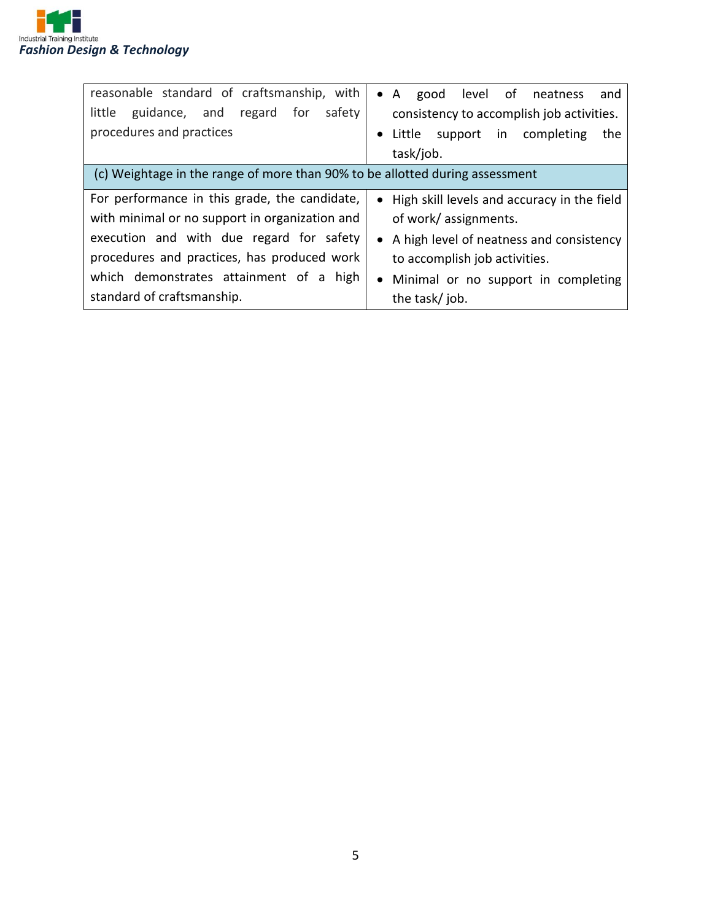| | |
|---|---|
| reasonable standard of craftsmanship, with little guidance, and regard for safety procedures and practices | • A good level of neatness and consistency to accomplish job activities.<br>• Little support in completing the task/job. |
| (c) Weightage in the range of more than 90% to be allotted during assessment | |
| For performance in this grade, the candidate, with minimal or no support in organization and execution and with due regard for safety procedures and practices, has produced work which demonstrates attainment of a high standard of craftsmanship. | • High skill levels and accuracy in the field of work/ assignments.<br>• A high level of neatness and consistency to accomplish job activities.<br>• Minimal or no support in completing the task/ job. |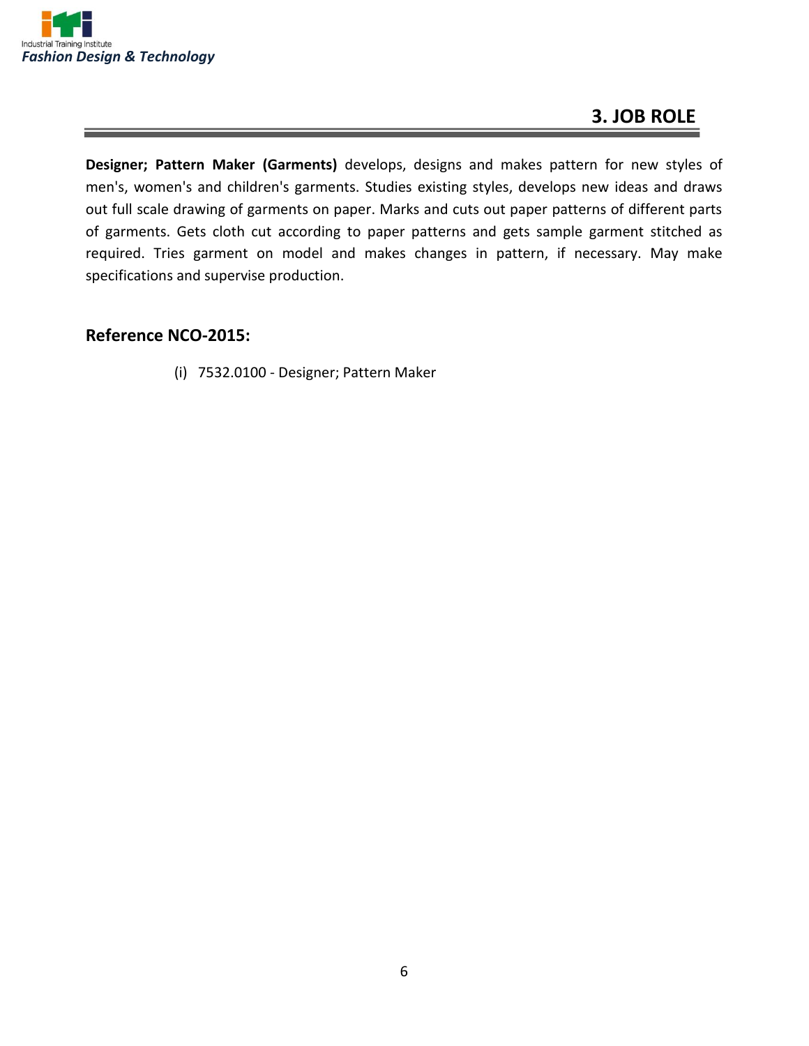## 3. JOB ROLE

**Designer; Pattern Maker (Garments)** develops, designs and makes pattern for new styles of men's, women's and children's garments. Studies existing styles, develops new ideas and draws out full scale drawing of garments on paper. Marks and cuts out paper patterns of different parts of garments. Gets cloth cut according to paper patterns and gets sample garment stitched as required. Tries garment on model and makes changes in pattern, if necessary. May make specifications and supervise production.

### Reference NCO-2015:

(i) 7532.0100 - Designer; Pattern Maker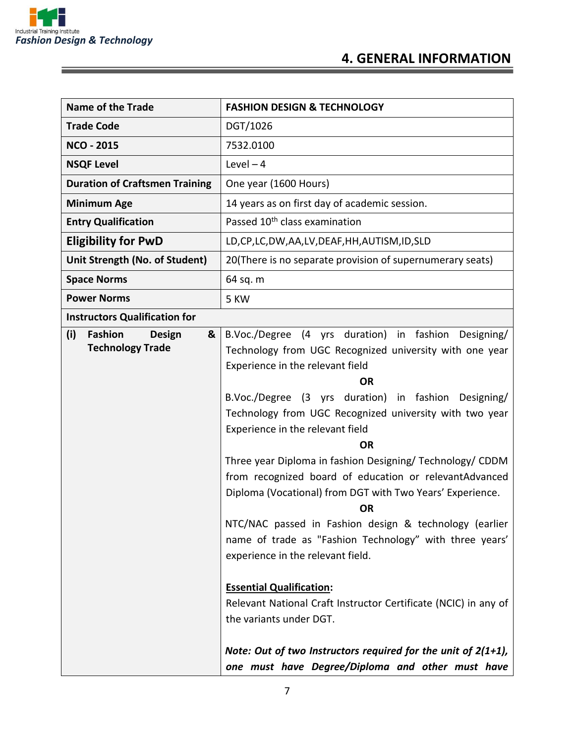## 4. GENERAL INFORMATION

| Name of the Trade | FASHION DESIGN & TECHNOLOGY |
|---|---|
| Trade Code | DGT/1026 |
| NCO - 2015 | 7532.0100 |
| NSQF Level | Level – 4 |
| Duration of Craftsmen Training | One year (1600 Hours) |
| Minimum Age | 14 years as on first day of academic session. |
| Entry Qualification | Passed 10th class examination |
| Eligibility for PwD | LD,CP,LC,DW,AA,LV,DEAF,HH,AUTISM,ID,SLD |
| Unit Strength (No. of Student) | 20(There is no separate provision of supernumerary seats) |
| Space Norms | 64 sq. m |
| Power Norms | 5 KW |
| **Instructors Qualification for** | |
| (i) Fashion Design & Technology Trade | B.Voc./Degree (4 yrs duration) in fashion Designing/ Technology from UGC Recognized university with one year Experience in the relevant field<br>**OR**<br>B.Voc./Degree (3 yrs duration) in fashion Designing/ Technology from UGC Recognized university with two year Experience in the relevant field<br>**OR**<br>Three year Diploma in fashion Designing/ Technology/ CDDM from recognized board of education or relevantAdvanced Diploma (Vocational) from DGT with Two Years' Experience.<br>**OR**<br>NTC/NAC passed in Fashion design & technology (earlier name of trade as "Fashion Technology" with three years' experience in the relevant field.<br><br>**Essential Qualification:**<br>Relevant National Craft Instructor Certificate (NCIC) in any of the variants under DGT.<br><br>***Note: Out of two Instructors required for the unit of 2(1+1), one must have Degree/Diploma and other must have*** |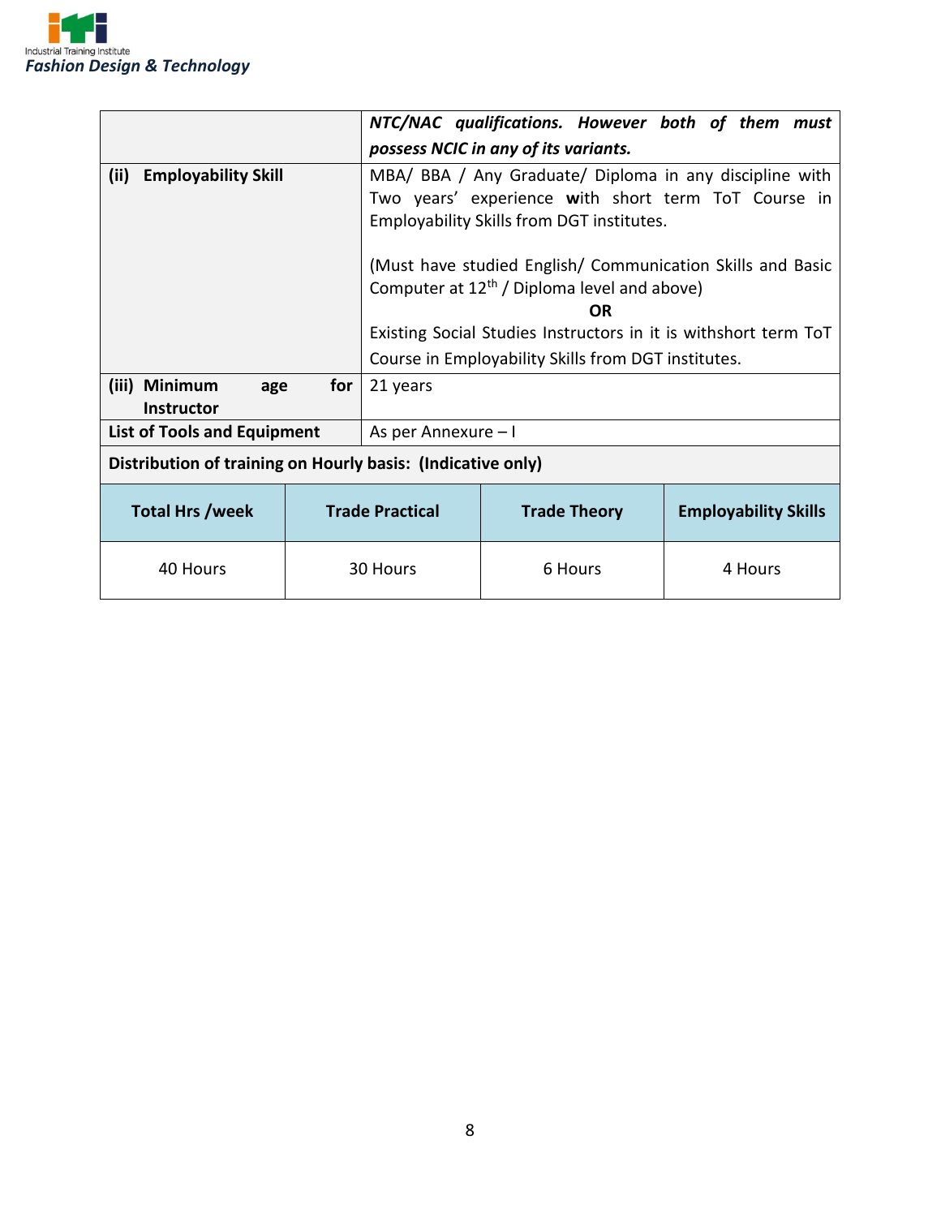| | |
|---|---|
| | ***NTC/NAC qualifications. However both of them must possess NCIC in any of its variants.*** |
| **(ii) Employability Skill** | MBA/ BBA / Any Graduate/ Diploma in any discipline with Two years' experience **w**ith short term ToT Course in Employability Skills from DGT institutes.<br><br>(Must have studied English/ Communication Skills and Basic Computer at 12th / Diploma level and above)<br>**OR**<br>Existing Social Studies Instructors in it is withshort term ToT Course in Employability Skills from DGT institutes. |
| **(iii) Minimum age for Instructor** | 21 years |
| **List of Tools and Equipment** | As per Annexure – I |

**Distribution of training on Hourly basis: (Indicative only)**

| Total Hrs /week | Trade Practical | Trade Theory | Employability Skills |
|---|---|---|---|
| 40 Hours | 30 Hours | 6 Hours | 4 Hours |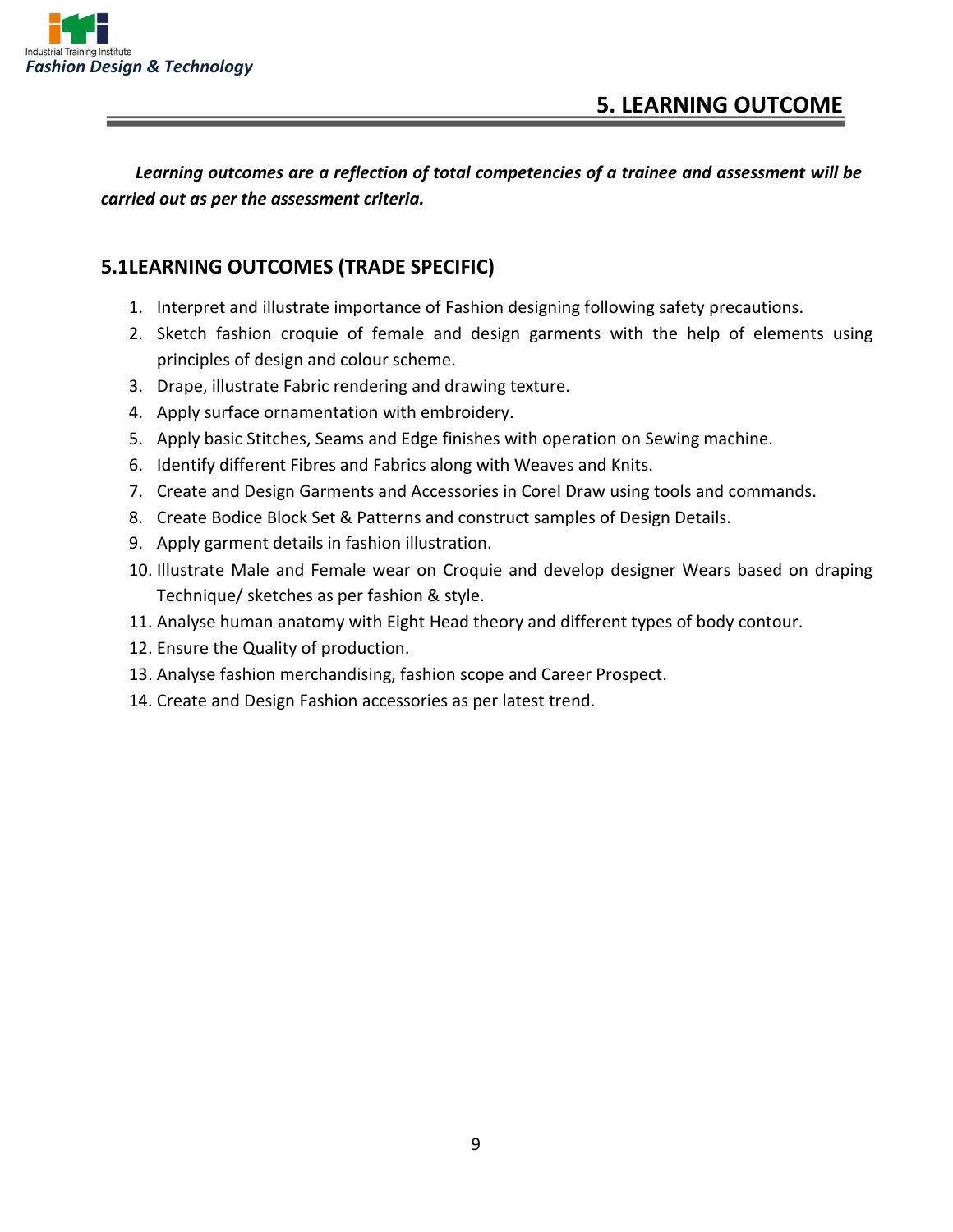# 5. LEARNING OUTCOME

***Learning outcomes are a reflection of total competencies of a trainee and assessment will be carried out as per the assessment criteria.***

## 5.1LEARNING OUTCOMES (TRADE SPECIFIC)

1. Interpret and illustrate importance of Fashion designing following safety precautions.
2. Sketch fashion croquie of female and design garments with the help of elements using principles of design and colour scheme.
3. Drape, illustrate Fabric rendering and drawing texture.
4. Apply surface ornamentation with embroidery.
5. Apply basic Stitches, Seams and Edge finishes with operation on Sewing machine.
6. Identify different Fibres and Fabrics along with Weaves and Knits.
7. Create and Design Garments and Accessories in Corel Draw using tools and commands.
8. Create Bodice Block Set & Patterns and construct samples of Design Details.
9. Apply garment details in fashion illustration.
10. Illustrate Male and Female wear on Croquie and develop designer Wears based on draping Technique/ sketches as per fashion & style.
11. Analyse human anatomy with Eight Head theory and different types of body contour.
12. Ensure the Quality of production.
13. Analyse fashion merchandising, fashion scope and Career Prospect.
14. Create and Design Fashion accessories as per latest trend.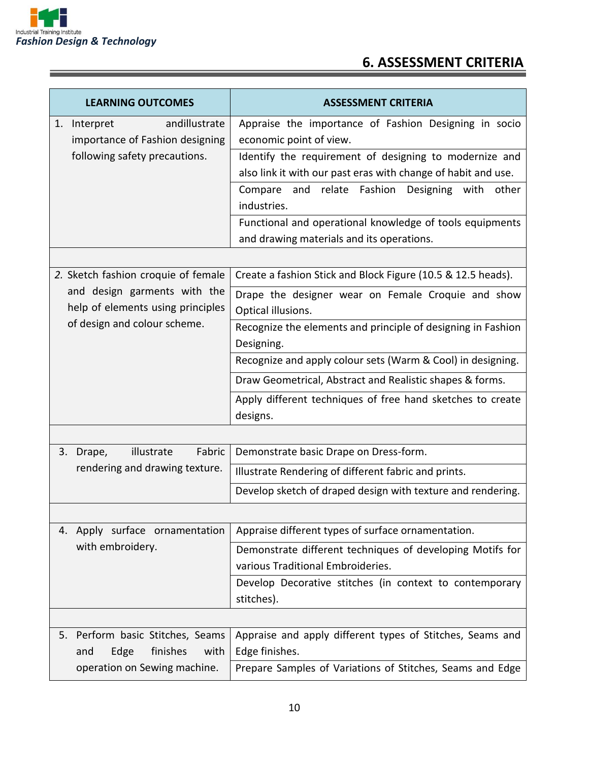## 6. ASSESSMENT CRITERIA

| LEARNING OUTCOMES | ASSESSMENT CRITERIA |
|---|---|
| 1. Interpret andillustrate importance of Fashion designing following safety precautions. | Appraise the importance of Fashion Designing in socio economic point of view. |
| | Identify the requirement of designing to modernize and also link it with our past eras with change of habit and use. |
| | Compare and relate Fashion Designing with other industries. |
| | Functional and operational knowledge of tools equipments and drawing materials and its operations. |
| | |
| *2.* Sketch fashion croquie of female and design garments with the help of elements using principles of design and colour scheme. | Create a fashion Stick and Block Figure (10.5 & 12.5 heads). |
| | Drape the designer wear on Female Croquie and show Optical illusions. |
| | Recognize the elements and principle of designing in Fashion Designing. |
| | Recognize and apply colour sets (Warm & Cool) in designing. |
| | Draw Geometrical, Abstract and Realistic shapes & forms. |
| | Apply different techniques of free hand sketches to create designs. |
| | |
| 3. Drape, illustrate Fabric rendering and drawing texture. | Demonstrate basic Drape on Dress-form. |
| | Illustrate Rendering of different fabric and prints. |
| | Develop sketch of draped design with texture and rendering. |
| | |
| 4. Apply surface ornamentation with embroidery. | Appraise different types of surface ornamentation. |
| | Demonstrate different techniques of developing Motifs for various Traditional Embroideries. |
| | Develop Decorative stitches (in context to contemporary stitches). |
| | |
| 5. Perform basic Stitches, Seams and Edge finishes with operation on Sewing machine. | Appraise and apply different types of Stitches, Seams and Edge finishes. |
| | Prepare Samples of Variations of Stitches, Seams and Edge |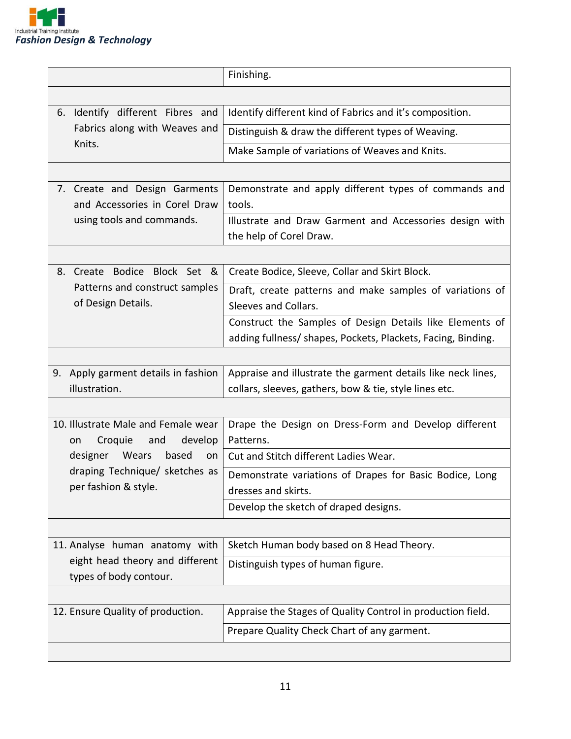| | |
|---|---|
| | Finishing. |
| | |
| 6. Identify different Fibres and Fabrics along with Weaves and Knits. | Identify different kind of Fabrics and it's composition. |
| | Distinguish & draw the different types of Weaving. |
| | Make Sample of variations of Weaves and Knits. |
| | |
| 7. Create and Design Garments and Accessories in Corel Draw using tools and commands. | Demonstrate and apply different types of commands and tools. |
| | Illustrate and Draw Garment and Accessories design with the help of Corel Draw. |
| | |
| 8. Create Bodice Block Set & Patterns and construct samples of Design Details. | Create Bodice, Sleeve, Collar and Skirt Block. |
| | Draft, create patterns and make samples of variations of Sleeves and Collars. |
| | Construct the Samples of Design Details like Elements of adding fullness/ shapes, Pockets, Plackets, Facing, Binding. |
| | |
| 9. Apply garment details in fashion illustration. | Appraise and illustrate the garment details like neck lines, collars, sleeves, gathers, bow & tie, style lines etc. |
| | |
| 10. Illustrate Male and Female wear on Croquie and develop designer Wears based on draping Technique/ sketches as per fashion & style. | Drape the Design on Dress-Form and Develop different Patterns. |
| | Cut and Stitch different Ladies Wear. |
| | Demonstrate variations of Drapes for Basic Bodice, Long dresses and skirts. |
| | Develop the sketch of draped designs. |
| | |
| 11. Analyse human anatomy with eight head theory and different types of body contour. | Sketch Human body based on 8 Head Theory. |
| | Distinguish types of human figure. |
| | |
| 12. Ensure Quality of production. | Appraise the Stages of Quality Control in production field. |
| | Prepare Quality Check Chart of any garment. |
| | |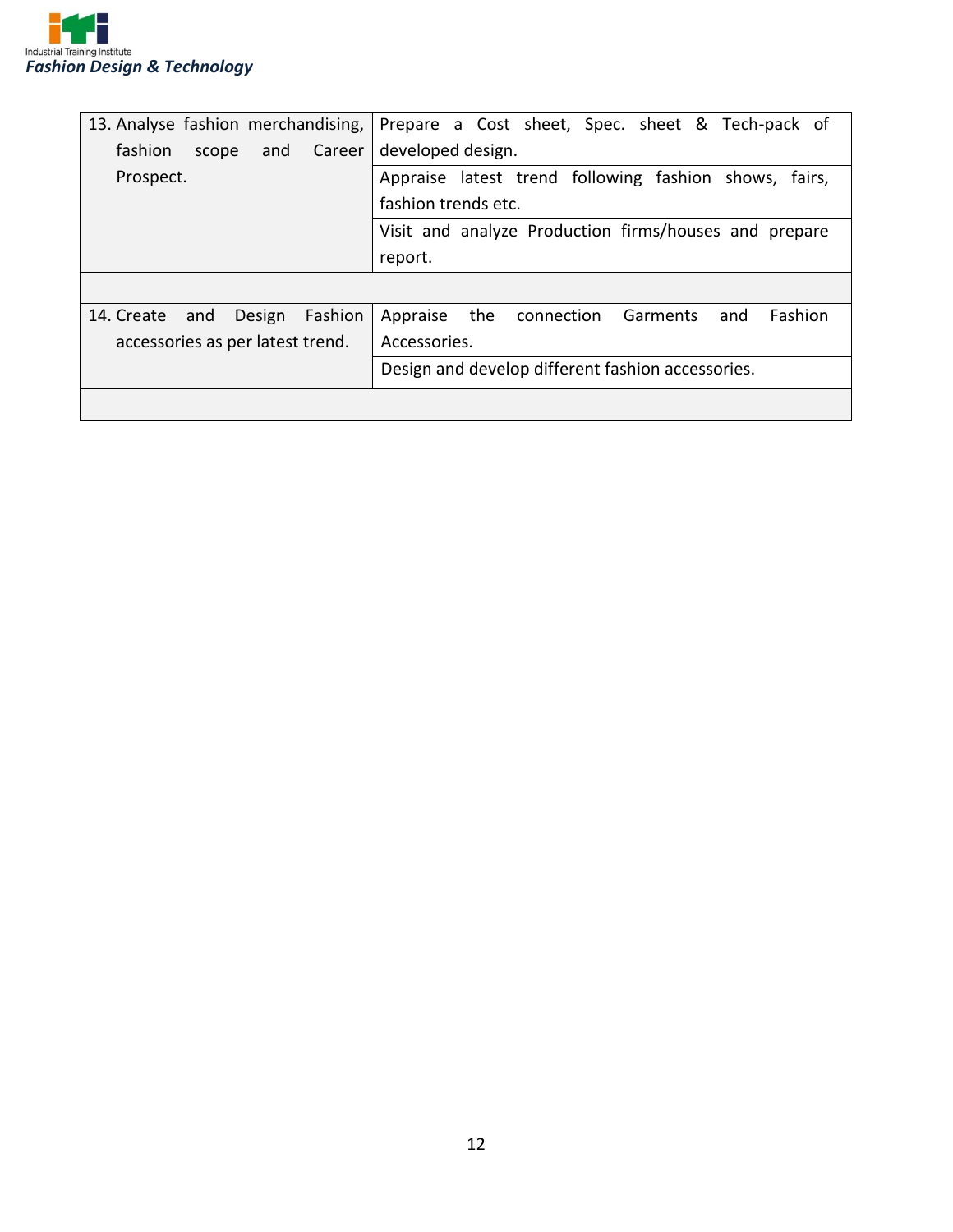| | |
|---|---|
| 13. Analyse fashion merchandising, fashion scope and Career Prospect. | Prepare a Cost sheet, Spec. sheet & Tech-pack of developed design. |
| | Appraise latest trend following fashion shows, fairs, fashion trends etc. |
| | Visit and analyze Production firms/houses and prepare report. |
| | |
| 14. Create and Design Fashion accessories as per latest trend. | Appraise the connection Garments and Fashion Accessories. |
| | Design and develop different fashion accessories. |
| | |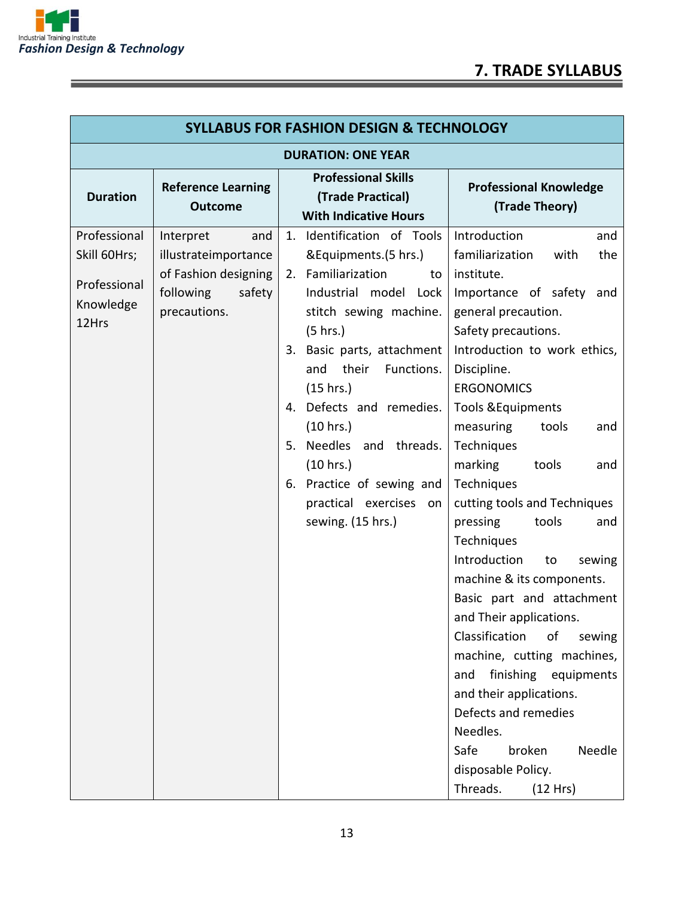## 7. TRADE SYLLABUS

| SYLLABUS FOR FASHION DESIGN & TECHNOLOGY | | | |
|---|---|---|---|
| **DURATION: ONE YEAR** | | | |
| **Duration** | **Reference Learning Outcome** | **Professional Skills (Trade Practical) With Indicative Hours** | **Professional Knowledge (Trade Theory)** |
| Professional Skill 60Hrs; Professional Knowledge 12Hrs | Interpret and illustrateimportance of Fashion designing following safety precautions. | 1. Identification of Tools &Equipments.(5 hrs.) 2. Familiarization to Industrial model Lock stitch sewing machine. (5 hrs.) 3. Basic parts, attachment and their Functions. (15 hrs.) 4. Defects and remedies. (10 hrs.) 5. Needles and threads. (10 hrs.) 6. Practice of sewing and practical exercises on sewing. (15 hrs.) | Introduction and familiarization with the institute. Importance of safety and general precaution. Safety precautions. Introduction to work ethics, Discipline. ERGONOMICS Tools &Equipments measuring tools and Techniques marking tools and Techniques cutting tools and Techniques pressing tools and Techniques Introduction to sewing machine & its components. Basic part and attachment and Their applications. Classification of sewing machine, cutting machines, and finishing equipments and their applications. Defects and remedies Needles. Safe broken Needle disposable Policy. Threads. (12 Hrs) |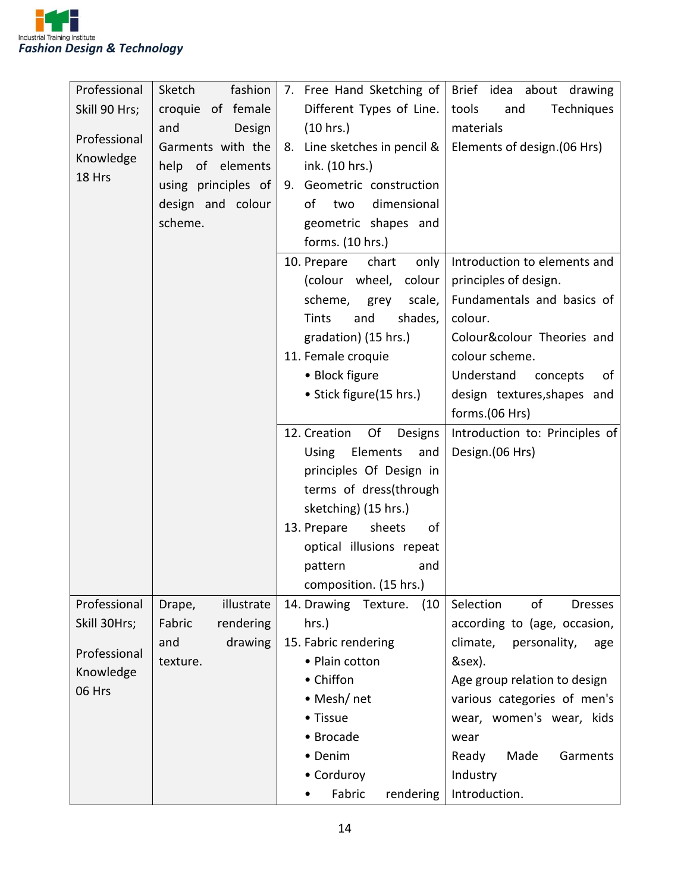| Professional Skill 90 Hrs; Professional Knowledge 18 Hrs | Sketch fashion croquie of female and Design Garments with the help of elements using principles of design and colour scheme. | 7. Free Hand Sketching of Different Types of Line. (10 hrs.)<br>8. Line sketches in pencil & ink. (10 hrs.)<br>9. Geometric construction of two dimensional geometric shapes and forms. (10 hrs.) | Brief idea about drawing tools and Techniques materials<br>Elements of design.(06 Hrs) |
|---|---|---|---|
| | | 10. Prepare chart only (colour wheel, colour scheme, grey scale, Tints and shades, gradation) (15 hrs.)<br>11. Female croquie<br>• Block figure<br>• Stick figure(15 hrs.) | Introduction to elements and principles of design.<br>Fundamentals and basics of colour.<br>Colour&colour Theories and colour scheme.<br>Understand concepts of design textures,shapes and forms.(06 Hrs) |
| | | 12. Creation Of Designs Using Elements and principles Of Design in terms of dress(through sketching) (15 hrs.)<br>13. Prepare sheets of optical illusions repeat pattern and composition. (15 hrs.) | Introduction to: Principles of Design.(06 Hrs) |
| Professional Skill 30Hrs; Professional Knowledge 06 Hrs | Drape, illustrate Fabric rendering and drawing texture. | 14. Drawing Texture. (10 hrs.)<br>15. Fabric rendering<br>• Plain cotton<br>• Chiffon<br>• Mesh/ net<br>• Tissue<br>• Brocade<br>• Denim<br>• Corduroy<br>• Fabric rendering | Selection of Dresses according to (age, occasion, climate, personality, age &sex).<br>Age group relation to design various categories of men's wear, women's wear, kids wear<br>Ready Made Garments Industry<br>Introduction. |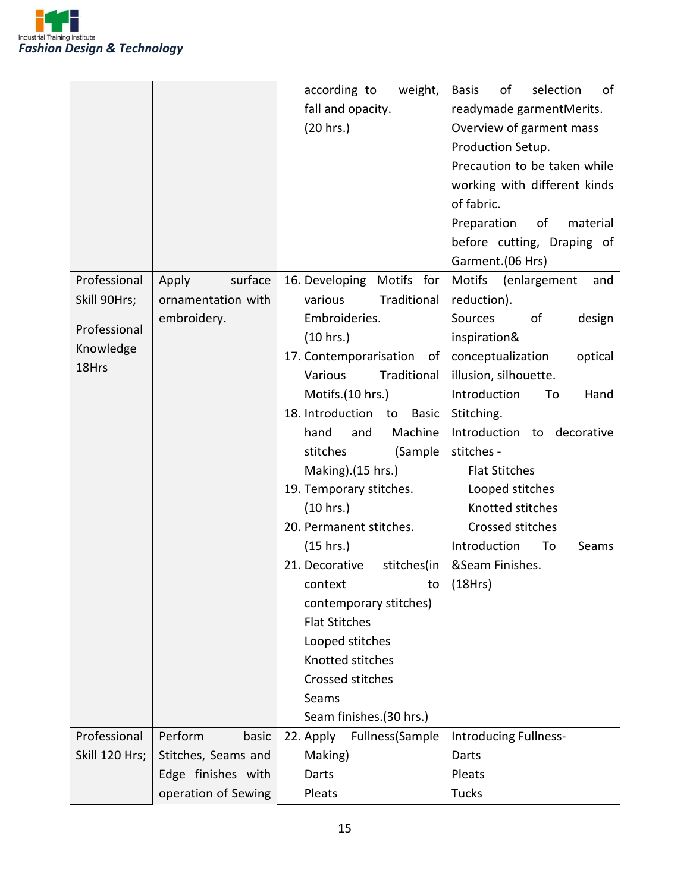| | | | |
|---|---|---|---|
| | | according to weight, fall and opacity. (20 hrs.) | Basis of selection of readymade garmentMerits. Overview of garment mass Production Setup. Precaution to be taken while working with different kinds of fabric. Preparation of material before cutting, Draping of Garment.(06 Hrs) |
| Professional Skill 90Hrs; Professional Knowledge 18Hrs | Apply surface ornamentation with embroidery. | 16. Developing Motifs for various Traditional Embroideries. (10 hrs.)<br>17. Contemporarisation of Various Traditional Motifs.(10 hrs.)<br>18. Introduction to Basic hand and Machine stitches (Sample Making).(15 hrs.)<br>19. Temporary stitches. (10 hrs.)<br>20. Permanent stitches. (15 hrs.)<br>21. Decorative stitches(in context to contemporary stitches)<br>Flat Stitches<br>Looped stitches<br>Knotted stitches<br>Crossed stitches<br>Seams<br>Seam finishes.(30 hrs.) | Motifs (enlargement and reduction).<br>Sources of design inspiration& conceptualization optical illusion, silhouette.<br>Introduction To Hand Stitching.<br>Introduction to decorative stitches -<br>Flat Stitches<br>Looped stitches<br>Knotted stitches<br>Crossed stitches<br>Introduction To Seams &Seam Finishes.<br>(18Hrs) |
| Professional Skill 120 Hrs; | Perform basic Stitches, Seams and Edge finishes with operation of Sewing | 22. Apply Fullness(Sample Making)<br>Darts<br>Pleats | Introducing Fullness-<br>Darts<br>Pleats<br>Tucks |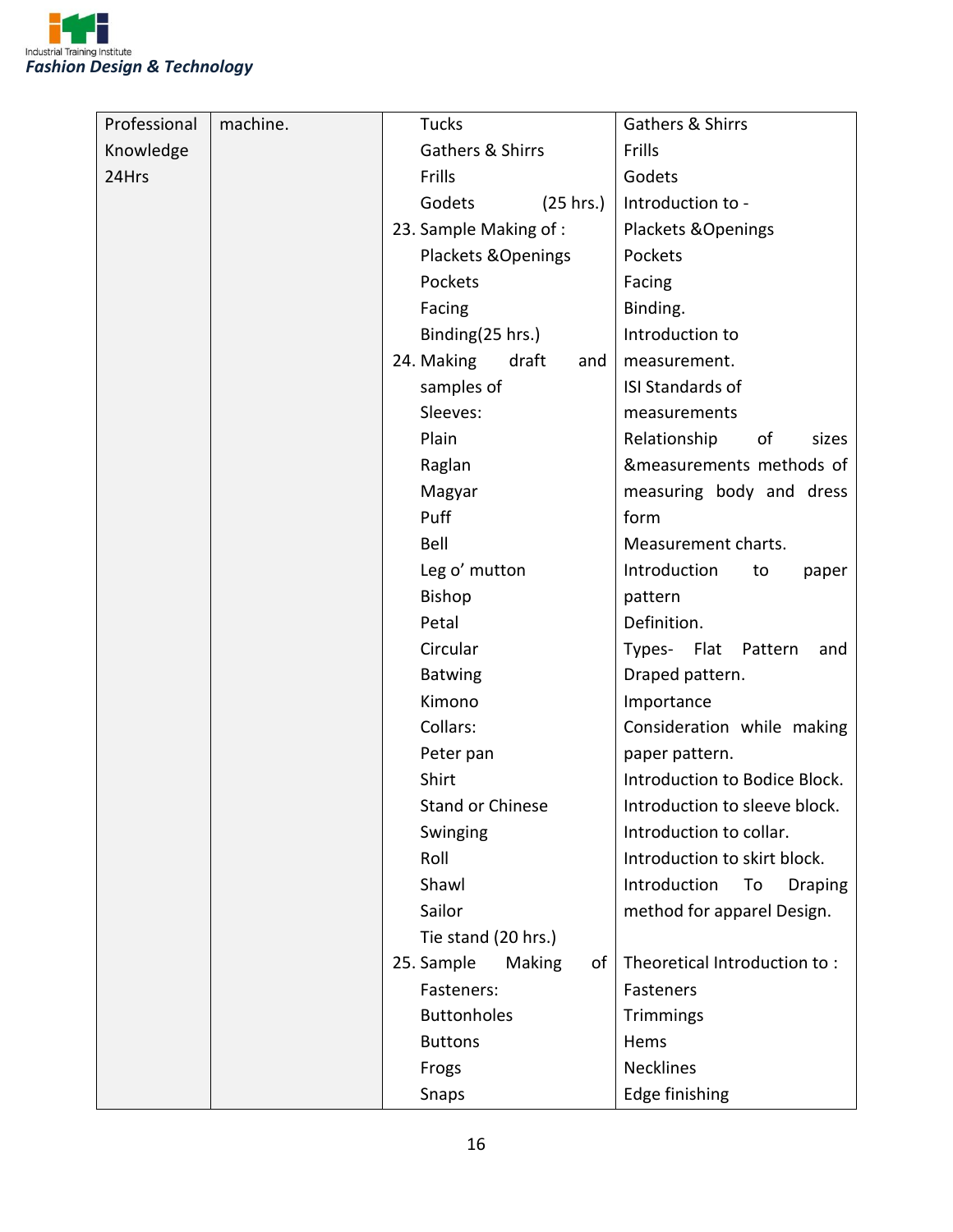| | | | |
|---|---|---|---|
| Professional Knowledge 24Hrs | machine. | Tucks<br>Gathers & Shirrs<br>Frills<br>Godets (25 hrs.)<br>23. Sample Making of :<br>Plackets &Openings<br>Pockets<br>Facing<br>Binding(25 hrs.)<br>24. Making draft and samples of<br>Sleeves:<br>Plain<br>Raglan<br>Magyar<br>Puff<br>Bell<br>Leg o' mutton<br>Bishop<br>Petal<br>Circular<br>Batwing<br>Kimono<br>Collars:<br>Peter pan<br>Shirt<br>Stand or Chinese<br>Swinging<br>Roll<br>Shawl<br>Sailor<br>Tie stand (20 hrs.)<br>25. Sample Making of Fasteners:<br>Buttonholes<br>Buttons<br>Frogs<br>Snaps | Gathers & Shirrs<br>Frills<br>Godets<br>Introduction to -<br>Plackets &Openings<br>Pockets<br>Facing<br>Binding.<br>Introduction to measurement.<br>ISI Standards of measurements<br>Relationship of sizes &measurements methods of measuring body and dress form<br>Measurement charts.<br>Introduction to paper pattern<br>Definition.<br>Types- Flat Pattern and Draped pattern.<br>Importance<br>Consideration while making paper pattern.<br>Introduction to Bodice Block.<br>Introduction to sleeve block.<br>Introduction to collar.<br>Introduction to skirt block.<br>Introduction To Draping method for apparel Design.<br>Theoretical Introduction to :<br>Fasteners<br>Trimmings<br>Hems<br>Necklines<br>Edge finishing |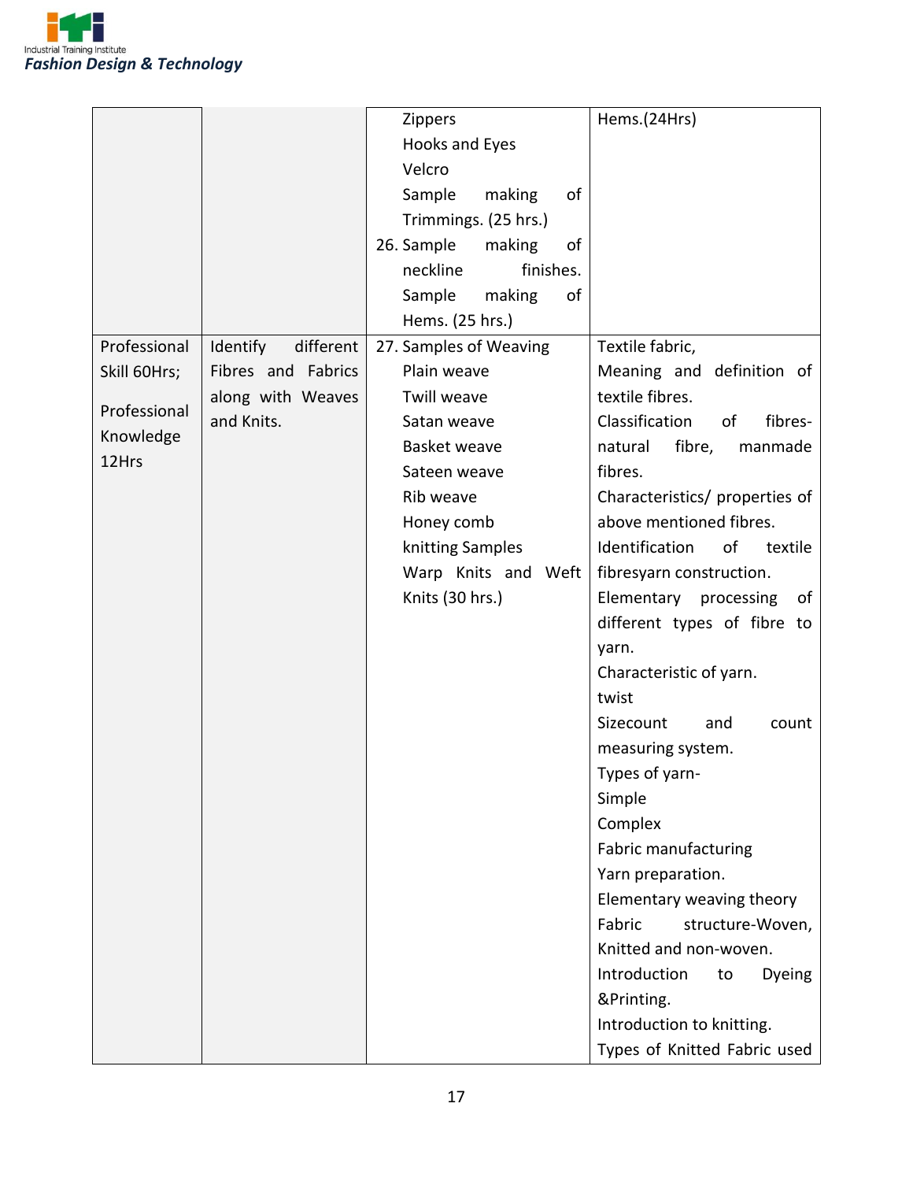| | | | |
|---|---|---|---|
| | | Zippers<br>Hooks and Eyes<br>Velcro<br>Sample making of Trimmings. (25 hrs.)<br>26. Sample making of neckline finishes.<br>Sample making of Hems. (25 hrs.) | Hems.(24Hrs) |
| Professional Skill 60Hrs;<br><br>Professional Knowledge 12Hrs | Identify different Fibres and Fabrics along with Weaves and Knits. | 27. Samples of Weaving<br>Plain weave<br>Twill weave<br>Satan weave<br>Basket weave<br>Sateen weave<br>Rib weave<br>Honey comb<br>knitting Samples<br>Warp Knits and Weft Knits (30 hrs.) | Textile fabric,<br>Meaning and definition of textile fibres.<br>Classification of fibres- natural fibre, manmade fibres.<br>Characteristics/ properties of above mentioned fibres.<br>Identification of textile fibresyarn construction.<br>Elementary processing of different types of fibre to yarn.<br>Characteristic of yarn.<br>twist<br>Sizecount and count measuring system.<br>Types of yarn-<br>Simple<br>Complex<br>Fabric manufacturing<br>Yarn preparation.<br>Elementary weaving theory<br>Fabric structure-Woven, Knitted and non-woven.<br>Introduction to Dyeing &Printing.<br>Introduction to knitting.<br>Types of Knitted Fabric used |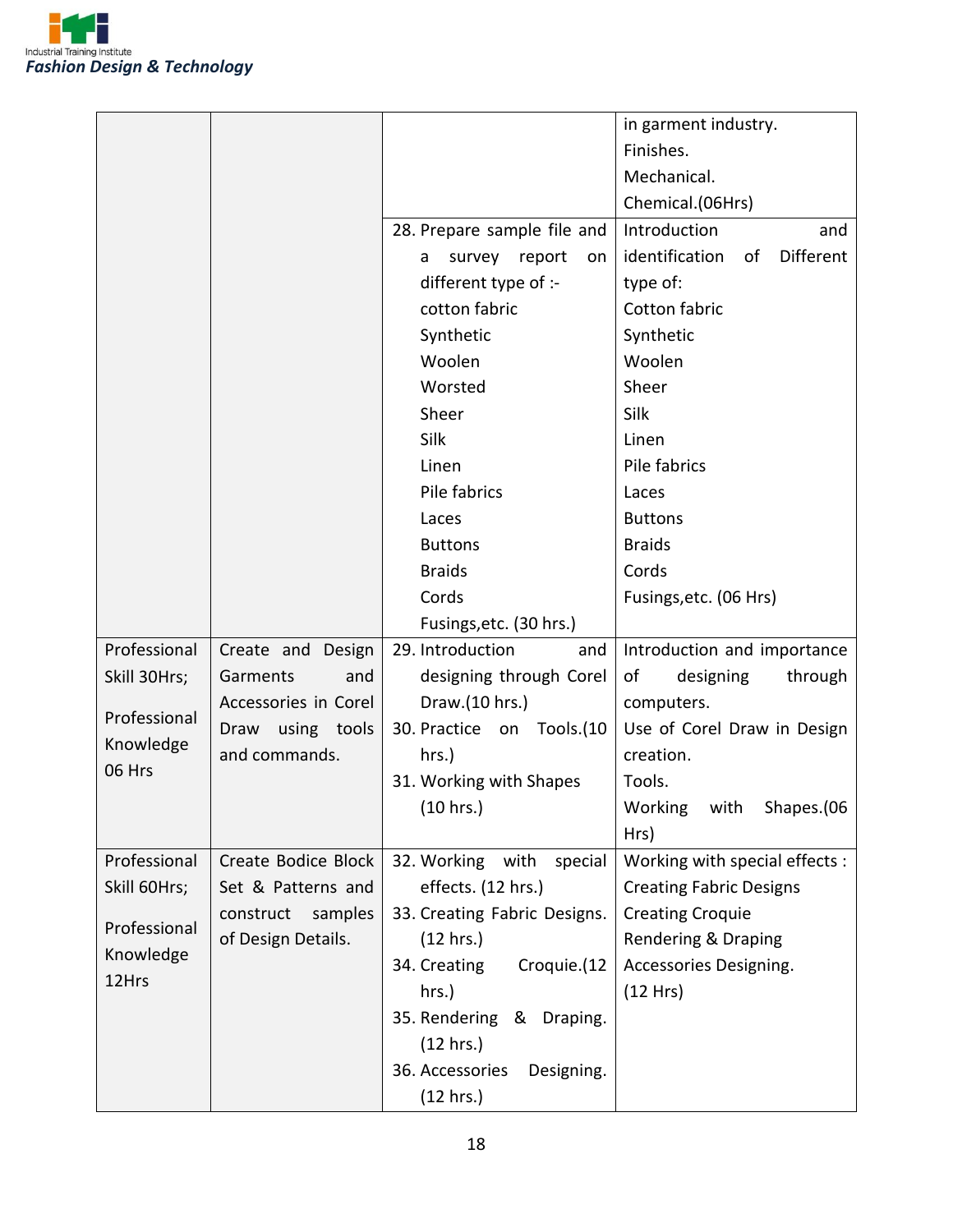| | | | in garment industry.<br>Finishes.<br>Mechanical.<br>Chemical.(06Hrs) |
|---|---|---|---|
| | | 28. Prepare sample file and a survey report on different type of :-<br>cotton fabric<br>Synthetic<br>Woolen<br>Worsted<br>Sheer<br>Silk<br>Linen<br>Pile fabrics<br>Laces<br>Buttons<br>Braids<br>Cords<br>Fusings,etc. (30 hrs.) | Introduction and identification of Different type of:<br>Cotton fabric<br>Synthetic<br>Woolen<br>Sheer<br>Silk<br>Linen<br>Pile fabrics<br>Laces<br>Buttons<br>Braids<br>Cords<br>Fusings,etc. (06 Hrs) |
| Professional Skill 30Hrs;<br><br>Professional Knowledge 06 Hrs | Create and Design Garments and Accessories in Corel Draw using tools and commands. | 29. Introduction and designing through Corel Draw.(10 hrs.)<br>30. Practice on Tools.(10 hrs.)<br>31. Working with Shapes (10 hrs.) | Introduction and importance of designing through computers.<br>Use of Corel Draw in Design creation.<br>Tools.<br>Working with Shapes.(06 Hrs) |
| Professional Skill 60Hrs;<br><br>Professional Knowledge 12Hrs | Create Bodice Block Set & Patterns and construct samples of Design Details. | 32. Working with special effects. (12 hrs.)<br>33. Creating Fabric Designs. (12 hrs.)<br>34. Creating Croquie.(12 hrs.)<br>35. Rendering & Draping. (12 hrs.)<br>36. Accessories Designing. (12 hrs.) | Working with special effects :<br>Creating Fabric Designs<br>Creating Croquie<br>Rendering & Draping<br>Accessories Designing.<br>(12 Hrs) |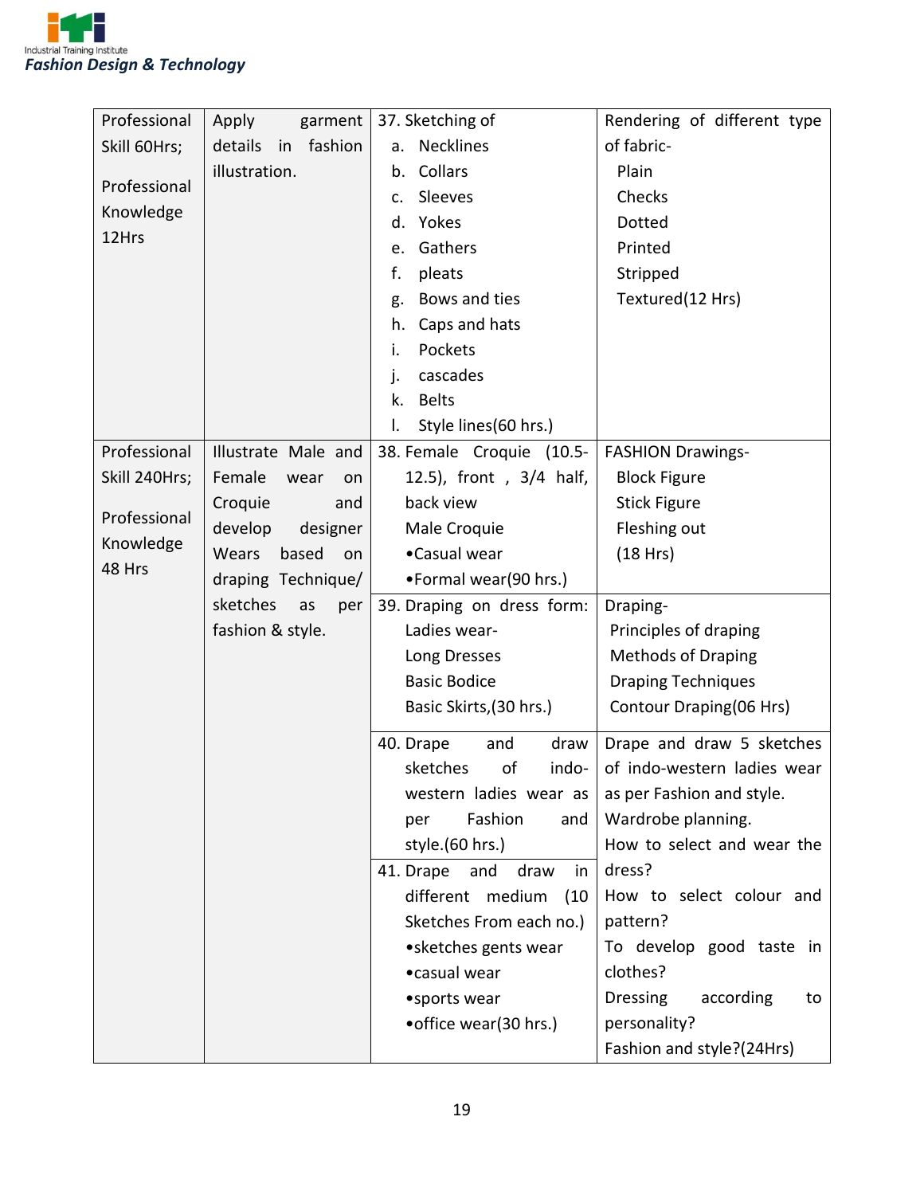| | | | |
|---|---|---|---|
| Professional Skill 60Hrs;<br><br>Professional Knowledge 12Hrs | Apply garment details in fashion illustration. | 37. Sketching of<br>a. Necklines<br>b. Collars<br>c. Sleeves<br>d. Yokes<br>e. Gathers<br>f. pleats<br>g. Bows and ties<br>h. Caps and hats<br>i. Pockets<br>j. cascades<br>k. Belts<br>l. Style lines(60 hrs.) | Rendering of different type of fabric-<br>Plain<br>Checks<br>Dotted<br>Printed<br>Stripped<br>Textured(12 Hrs) |
| Professional Skill 240Hrs;<br><br>Professional Knowledge 48 Hrs | Illustrate Male and Female wear on Croquie and develop designer Wears based on draping Technique/ sketches as per fashion & style. | 38. Female Croquie (10.5-12.5), front , 3/4 half, back view<br>Male Croquie<br>•Casual wear<br>•Formal wear(90 hrs.) | FASHION Drawings-<br>Block Figure<br>Stick Figure<br>Fleshing out<br>(18 Hrs) |
| | | 39. Draping on dress form: Ladies wear-<br>Long Dresses<br>Basic Bodice<br>Basic Skirts,(30 hrs.) | Draping-<br>Principles of draping<br>Methods of Draping<br>Draping Techniques<br>Contour Draping(06 Hrs) |
| | | 40. Drape and draw sketches of indo-western ladies wear as per Fashion and style.(60 hrs.) | Drape and draw 5 sketches of indo-western ladies wear as per Fashion and style.<br>Wardrobe planning.<br>How to select and wear the dress?<br>How to select colour and pattern?<br>To develop good taste in clothes?<br>Dressing according to personality?<br>Fashion and style?(24Hrs) |
| | | 41. Drape and draw in different medium (10 Sketches From each no.)<br>•sketches gents wear<br>•casual wear<br>•sports wear<br>•office wear(30 hrs.) | |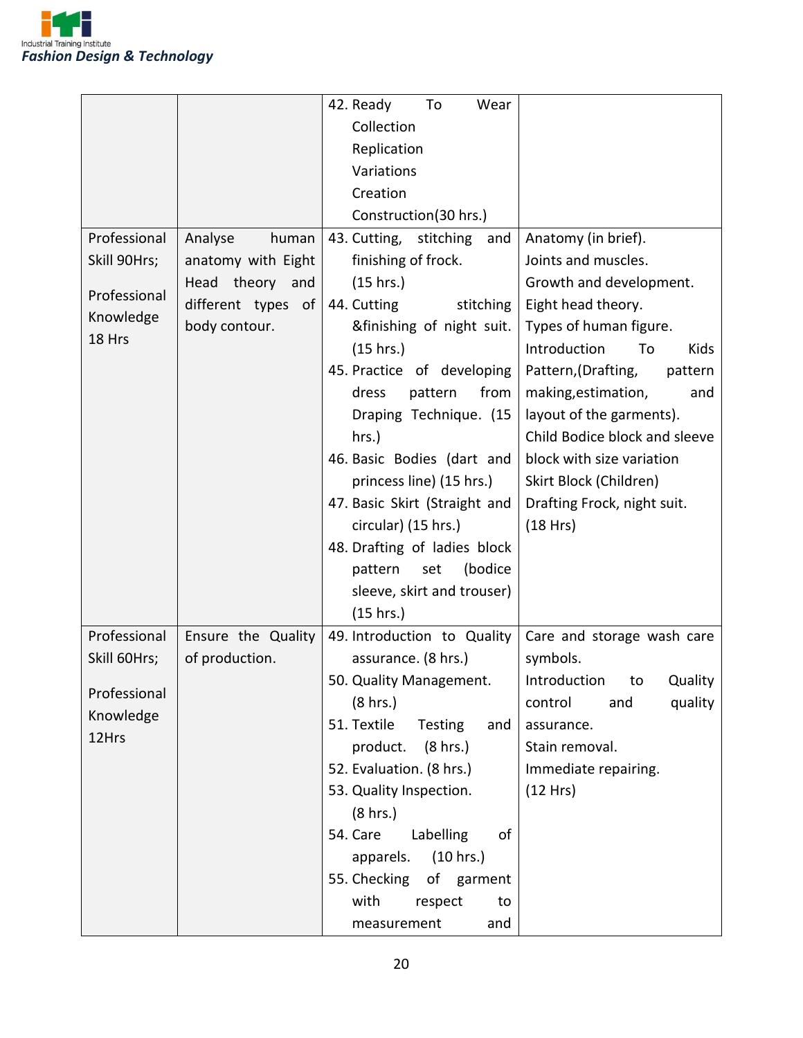| | | | |
|---|---|---|---|
| | | 42. Ready To Wear Collection Replication Variations Creation Construction(30 hrs.) | |
| Professional Skill 90Hrs;<br><br>Professional Knowledge 18 Hrs | Analyse human anatomy with Eight Head theory and different types of body contour. | 43. Cutting, stitching and finishing of frock. (15 hrs.)<br>44. Cutting stitching &finishing of night suit. (15 hrs.)<br>45. Practice of developing dress pattern from Draping Technique. (15 hrs.)<br>46. Basic Bodies (dart and princess line) (15 hrs.)<br>47. Basic Skirt (Straight and circular) (15 hrs.)<br>48. Drafting of ladies block pattern set (bodice sleeve, skirt and trouser) (15 hrs.) | Anatomy (in brief).<br>Joints and muscles.<br>Growth and development.<br>Eight head theory.<br>Types of human figure.<br>Introduction To Kids Pattern,(Drafting, pattern making,estimation, and layout of the garments).<br>Child Bodice block and sleeve block with size variation<br>Skirt Block (Children)<br>Drafting Frock, night suit.<br>(18 Hrs) |
| Professional Skill 60Hrs;<br><br>Professional Knowledge 12Hrs | Ensure the Quality of production. | 49. Introduction to Quality assurance. (8 hrs.)<br>50. Quality Management. (8 hrs.)<br>51. Textile Testing and product. (8 hrs.)<br>52. Evaluation. (8 hrs.)<br>53. Quality Inspection. (8 hrs.)<br>54. Care Labelling of apparels. (10 hrs.)<br>55. Checking of garment with respect to measurement and | Care and storage wash care symbols.<br>Introduction to Quality control and quality assurance.<br>Stain removal.<br>Immediate repairing.<br>(12 Hrs) |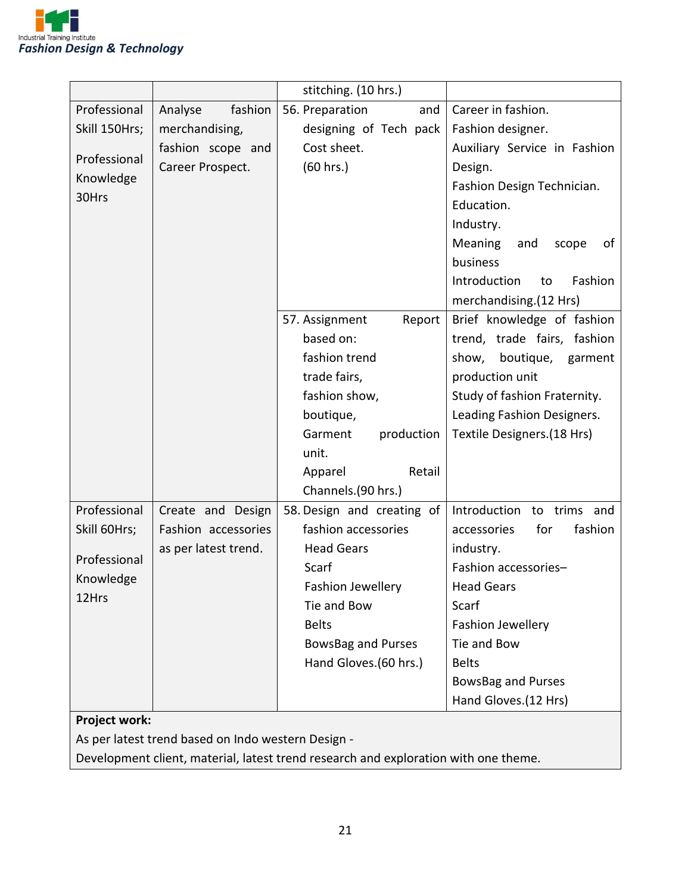| | | stitching. (10 hrs.) | |
|---|---|---|---|
| Professional Skill 150Hrs; Professional Knowledge 30Hrs | Analyse fashion merchandising, fashion scope and Career Prospect. | 56. Preparation and designing of Tech pack Cost sheet. (60 hrs.) | Career in fashion. Fashion designer. Auxiliary Service in Fashion Design. Fashion Design Technician. Education. Industry. Meaning and scope of business Introduction to Fashion merchandising.(12 Hrs) |
| | | 57. Assignment Report based on: fashion trend trade fairs, fashion show, boutique, Garment production unit. Apparel Retail Channels.(90 hrs.) | Brief knowledge of fashion trend, trade fairs, fashion show, boutique, garment production unit Study of fashion Fraternity. Leading Fashion Designers. Textile Designers.(18 Hrs) |
| Professional Skill 60Hrs; Professional Knowledge 12Hrs | Create and Design Fashion accessories as per latest trend. | 58. Design and creating of fashion accessories Head Gears Scarf Fashion Jewellery Tie and Bow Belts BowsBag and Purses Hand Gloves.(60 hrs.) | Introduction to trims and accessories for fashion industry. Fashion accessories– Head Gears Scarf Fashion Jewellery Tie and Bow Belts BowsBag and Purses Hand Gloves.(12 Hrs) |
| **Project work:** As per latest trend based on Indo western Design - Development client, material, latest trend research and exploration with one theme. | | | |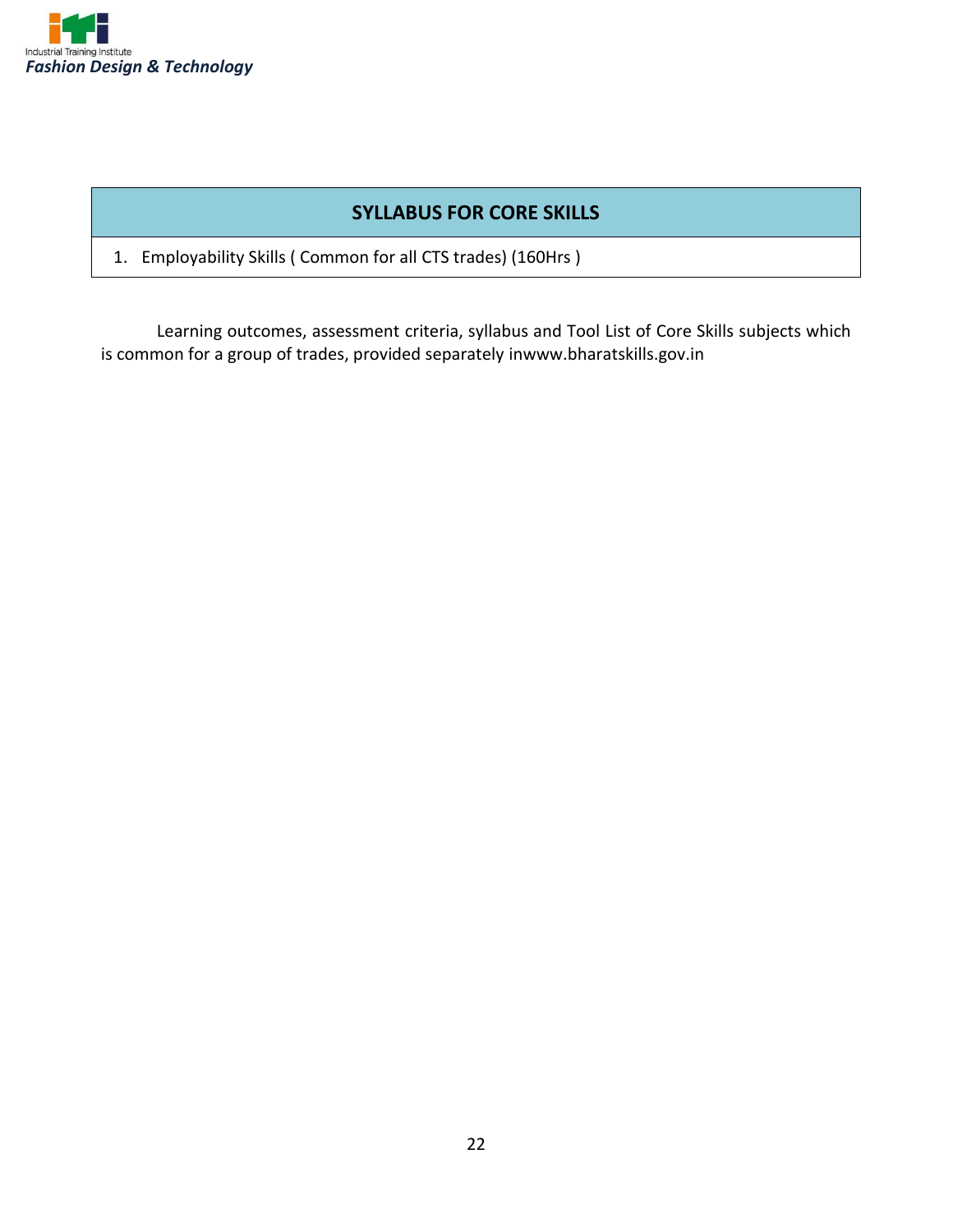## SYLLABUS FOR CORE SKILLS

1. Employability Skills ( Common for all CTS trades) (160Hrs )

Learning outcomes, assessment criteria, syllabus and Tool List of Core Skills subjects which is common for a group of trades, provided separately inwww.bharatskills.gov.in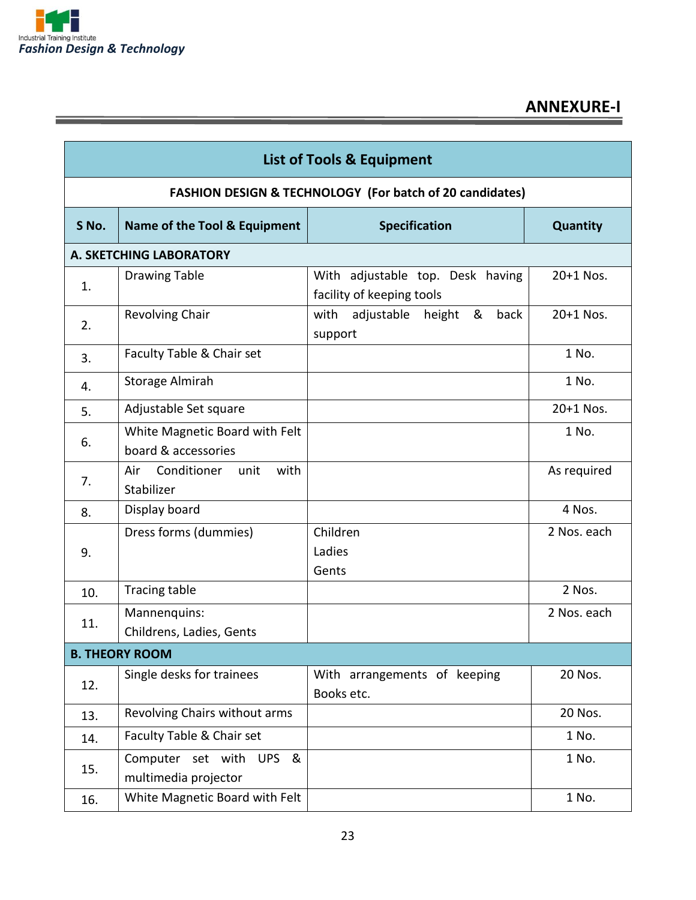## ANNEXURE-I

| List of Tools & Equipment | | | |
|---|---|---|---|
| **FASHION DESIGN & TECHNOLOGY (For batch of 20 candidates)** | | | |
| **S No.** | **Name of the Tool & Equipment** | **Specification** | **Quantity** |
| **A. SKETCHING LABORATORY** | | | |
| 1. | Drawing Table | With adjustable top. Desk having facility of keeping tools | 20+1 Nos. |
| 2. | Revolving Chair | with adjustable height & back support | 20+1 Nos. |
| 3. | Faculty Table & Chair set | | 1 No. |
| 4. | Storage Almirah | | 1 No. |
| 5. | Adjustable Set square | | 20+1 Nos. |
| 6. | White Magnetic Board with Felt board & accessories | | 1 No. |
| 7. | Air Conditioner unit with Stabilizer | | As required |
| 8. | Display board | | 4 Nos. |
| 9. | Dress forms (dummies) | Children<br>Ladies<br>Gents | 2 Nos. each |
| 10. | Tracing table | | 2 Nos. |
| 11. | Mannenquins:<br>Childrens, Ladies, Gents | | 2 Nos. each |
| **B. THEORY ROOM** | | | |
| 12. | Single desks for trainees | With arrangements of keeping Books etc. | 20 Nos. |
| 13. | Revolving Chairs without arms | | 20 Nos. |
| 14. | Faculty Table & Chair set | | 1 No. |
| 15. | Computer set with UPS & multimedia projector | | 1 No. |
| 16. | White Magnetic Board with Felt | | 1 No. |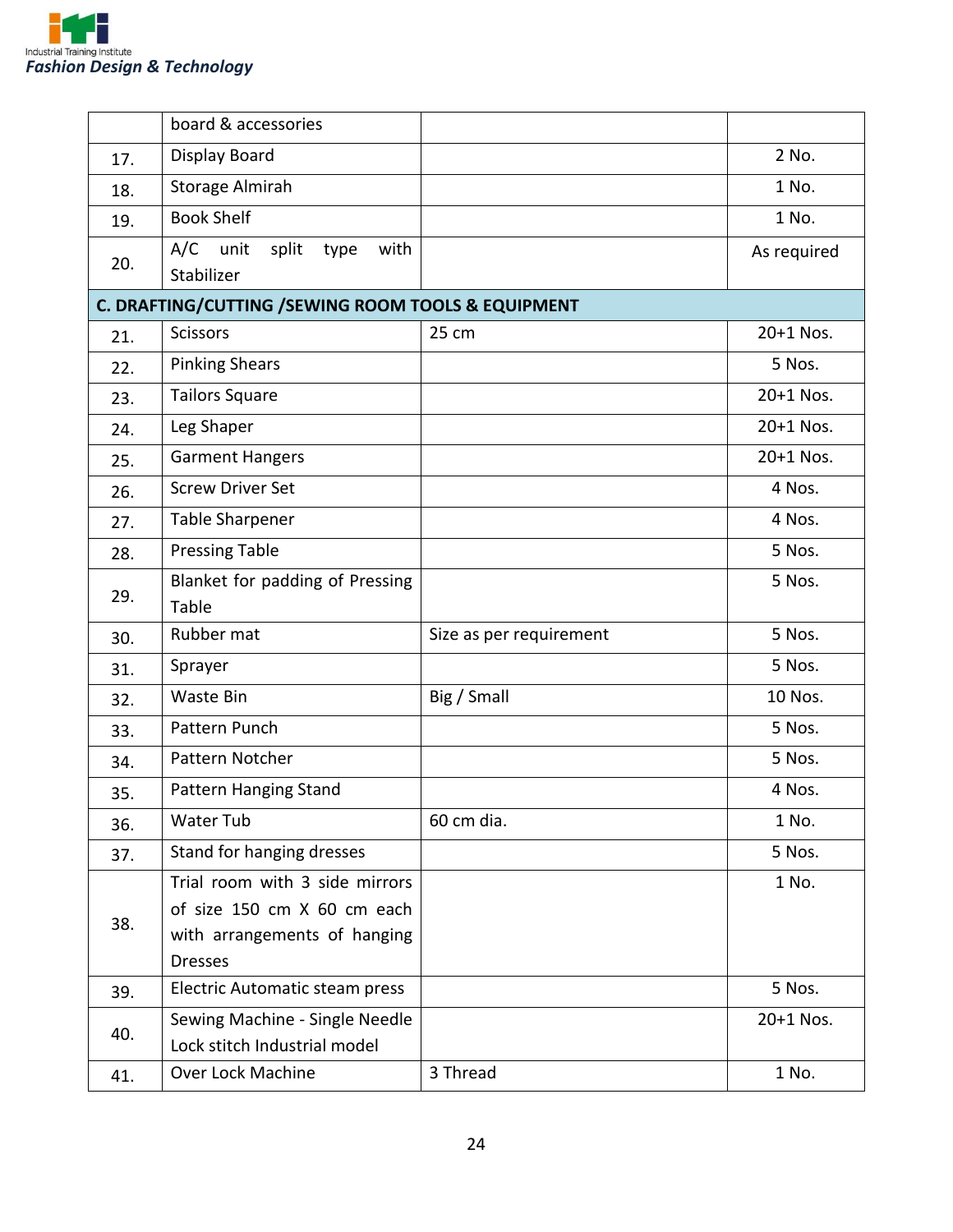| | | | |
|---|---|---|---|
| | board & accessories | | |
| 17. | Display Board | | 2 No. |
| 18. | Storage Almirah | | 1 No. |
| 19. | Book Shelf | | 1 No. |
| 20. | A/C unit split type with Stabilizer | | As required |
| **C. DRAFTING/CUTTING /SEWING ROOM TOOLS & EQUIPMENT** | | | |
| 21. | Scissors | 25 cm | 20+1 Nos. |
| 22. | Pinking Shears | | 5 Nos. |
| 23. | Tailors Square | | 20+1 Nos. |
| 24. | Leg Shaper | | 20+1 Nos. |
| 25. | Garment Hangers | | 20+1 Nos. |
| 26. | Screw Driver Set | | 4 Nos. |
| 27. | Table Sharpener | | 4 Nos. |
| 28. | Pressing Table | | 5 Nos. |
| 29. | Blanket for padding of Pressing Table | | 5 Nos. |
| 30. | Rubber mat | Size as per requirement | 5 Nos. |
| 31. | Sprayer | | 5 Nos. |
| 32. | Waste Bin | Big / Small | 10 Nos. |
| 33. | Pattern Punch | | 5 Nos. |
| 34. | Pattern Notcher | | 5 Nos. |
| 35. | Pattern Hanging Stand | | 4 Nos. |
| 36. | Water Tub | 60 cm dia. | 1 No. |
| 37. | Stand for hanging dresses | | 5 Nos. |
| 38. | Trial room with 3 side mirrors of size 150 cm X 60 cm each with arrangements of hanging Dresses | | 1 No. |
| 39. | Electric Automatic steam press | | 5 Nos. |
| 40. | Sewing Machine - Single Needle Lock stitch Industrial model | | 20+1 Nos. |
| 41. | Over Lock Machine | 3 Thread | 1 No. |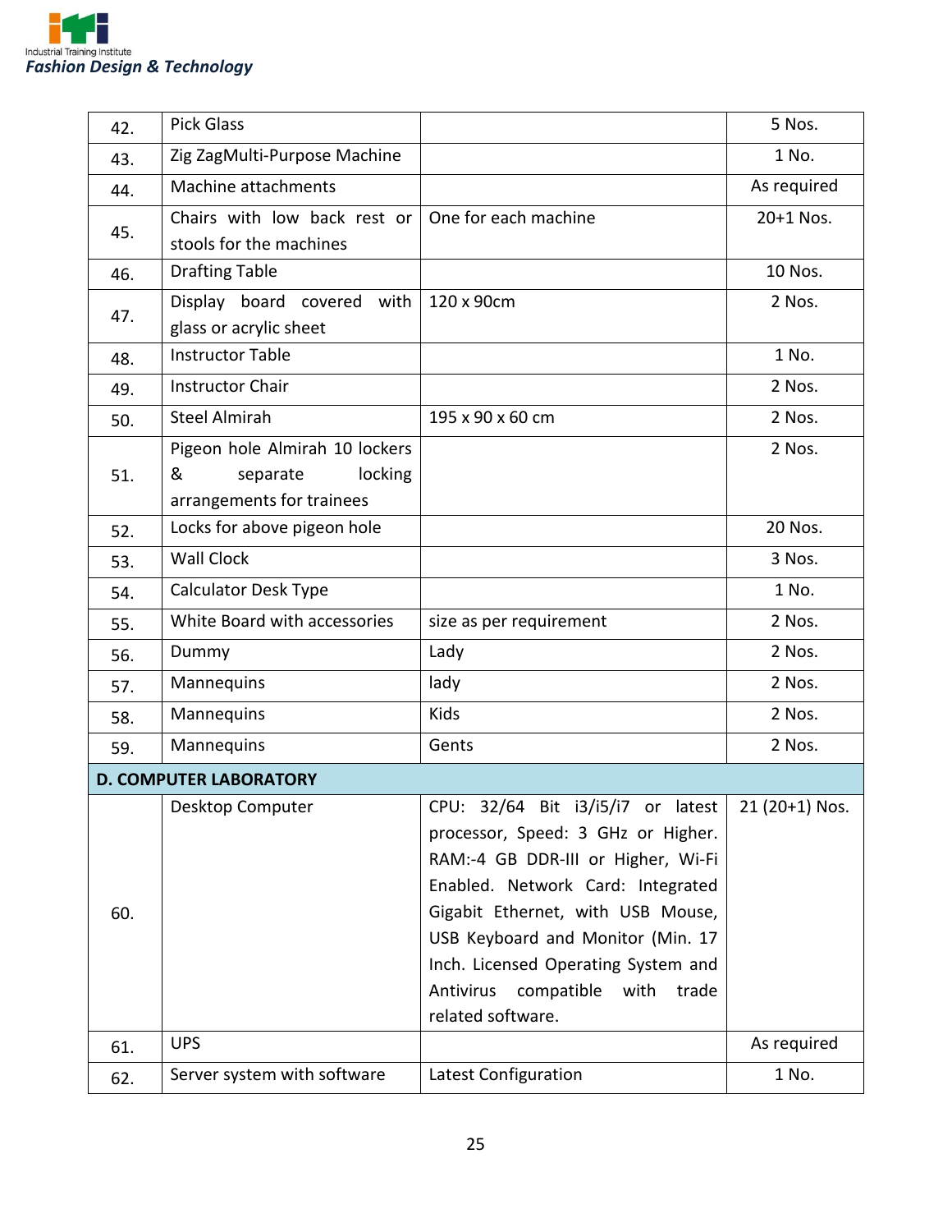| 42. | Pick Glass | | 5 Nos. |
|---|---|---|---|
| 43. | Zig ZagMulti-Purpose Machine | | 1 No. |
| 44. | Machine attachments | | As required |
| 45. | Chairs with low back rest or stools for the machines | One for each machine | 20+1 Nos. |
| 46. | Drafting Table | | 10 Nos. |
| 47. | Display board covered with glass or acrylic sheet | 120 x 90cm | 2 Nos. |
| 48. | Instructor Table | | 1 No. |
| 49. | Instructor Chair | | 2 Nos. |
| 50. | Steel Almirah | 195 x 90 x 60 cm | 2 Nos. |
| 51. | Pigeon hole Almirah 10 lockers & separate locking arrangements for trainees | | 2 Nos. |
| 52. | Locks for above pigeon hole | | 20 Nos. |
| 53. | Wall Clock | | 3 Nos. |
| 54. | Calculator Desk Type | | 1 No. |
| 55. | White Board with accessories | size as per requirement | 2 Nos. |
| 56. | Dummy | Lady | 2 Nos. |
| 57. | Mannequins | lady | 2 Nos. |
| 58. | Mannequins | Kids | 2 Nos. |
| 59. | Mannequins | Gents | 2 Nos. |
| **D. COMPUTER LABORATORY** | | | |
| 60. | Desktop Computer | CPU: 32/64 Bit i3/i5/i7 or latest processor, Speed: 3 GHz or Higher. RAM:-4 GB DDR-III or Higher, Wi-Fi Enabled. Network Card: Integrated Gigabit Ethernet, with USB Mouse, USB Keyboard and Monitor (Min. 17 Inch. Licensed Operating System and Antivirus compatible with trade related software. | 21 (20+1) Nos. |
| 61. | UPS | | As required |
| 62. | Server system with software | Latest Configuration | 1 No. |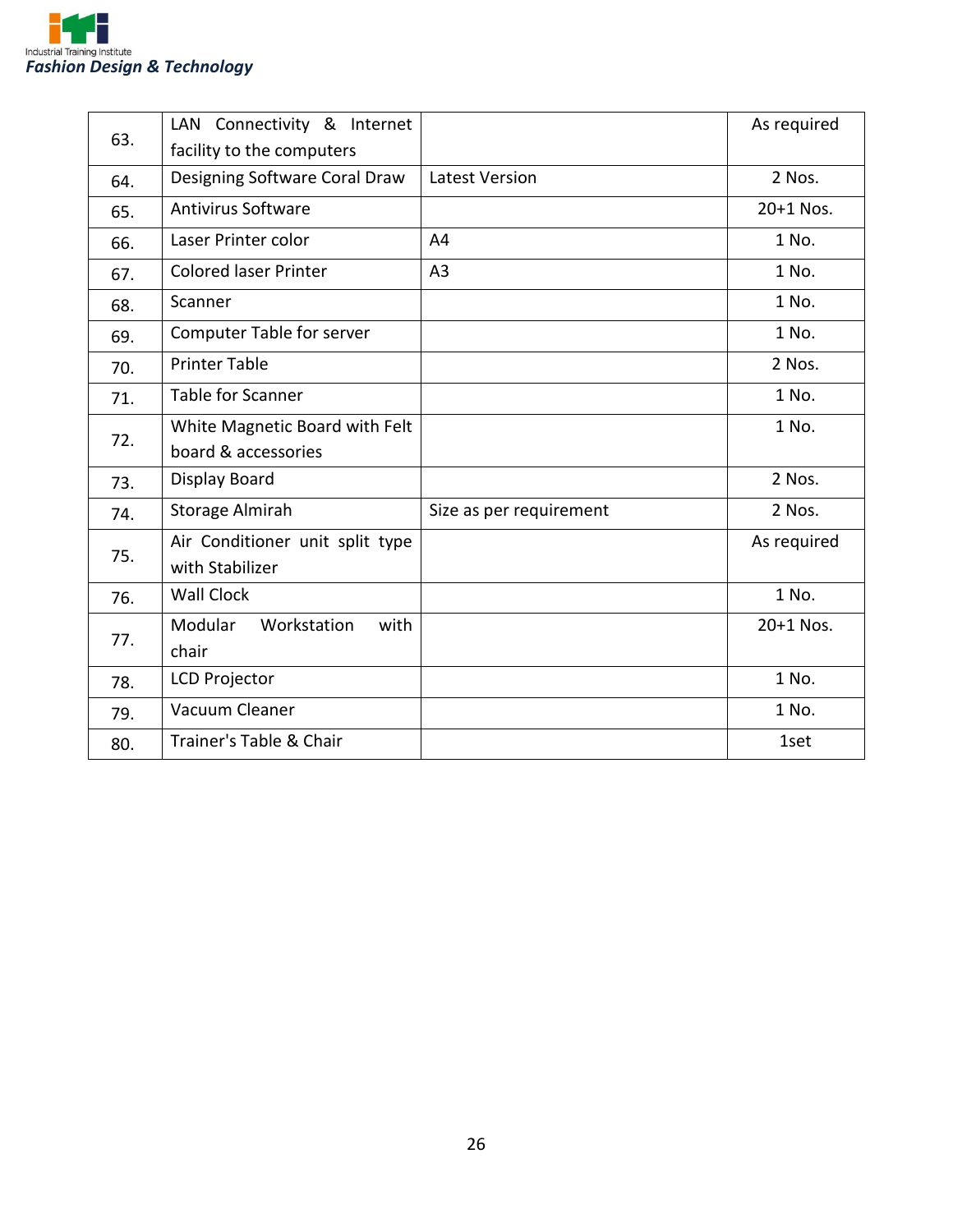| | | | |
|---|---|---|---|
| 63. | LAN Connectivity & Internet facility to the computers | | As required |
| 64. | Designing Software Coral Draw | Latest Version | 2 Nos. |
| 65. | Antivirus Software | | 20+1 Nos. |
| 66. | Laser Printer color | A4 | 1 No. |
| 67. | Colored laser Printer | A3 | 1 No. |
| 68. | Scanner | | 1 No. |
| 69. | Computer Table for server | | 1 No. |
| 70. | Printer Table | | 2 Nos. |
| 71. | Table for Scanner | | 1 No. |
| 72. | White Magnetic Board with Felt board & accessories | | 1 No. |
| 73. | Display Board | | 2 Nos. |
| 74. | Storage Almirah | Size as per requirement | 2 Nos. |
| 75. | Air Conditioner unit split type with Stabilizer | | As required |
| 76. | Wall Clock | | 1 No. |
| 77. | Modular Workstation with chair | | 20+1 Nos. |
| 78. | LCD Projector | | 1 No. |
| 79. | Vacuum Cleaner | | 1 No. |
| 80. | Trainer's Table & Chair | | 1set |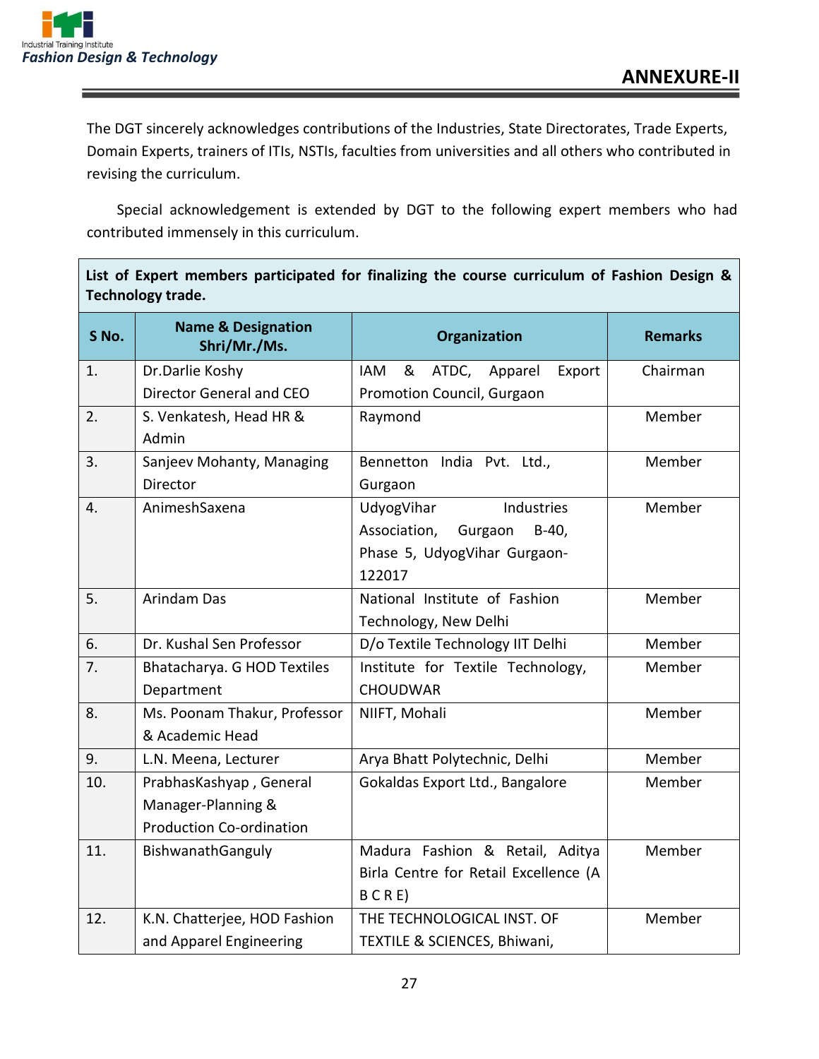## ANNEXURE-II

The DGT sincerely acknowledges contributions of the Industries, State Directorates, Trade Experts, Domain Experts, trainers of ITIs, NSTIs, faculties from universities and all others who contributed in revising the curriculum.

Special acknowledgement is extended by DGT to the following expert members who had contributed immensely in this curriculum.

**List of Expert members participated for finalizing the course curriculum of Fashion Design & Technology trade.**

| S No. | Name & Designation Shri/Mr./Ms. | Organization | Remarks |
|---|---|---|---|
| 1. | Dr.Darlie Koshy Director General and CEO | IAM & ATDC, Apparel Export Promotion Council, Gurgaon | Chairman |
| 2. | S. Venkatesh, Head HR & Admin | Raymond | Member |
| 3. | Sanjeev Mohanty, Managing Director | Bennetton India Pvt. Ltd., Gurgaon | Member |
| 4. | AnimeshSaxena | UdyogVihar Industries Association, Gurgaon B-40, Phase 5, UdyogVihar Gurgaon-122017 | Member |
| 5. | Arindam Das | National Institute of Fashion Technology, New Delhi | Member |
| 6. | Dr. Kushal Sen Professor | D/o Textile Technology IIT Delhi | Member |
| 7. | Bhatacharya. G HOD Textiles Department | Institute for Textile Technology, CHOUDWAR | Member |
| 8. | Ms. Poonam Thakur, Professor & Academic Head | NIIFT, Mohali | Member |
| 9. | L.N. Meena, Lecturer | Arya Bhatt Polytechnic, Delhi | Member |
| 10. | PrabhasKashyap , General Manager-Planning & Production Co-ordination | Gokaldas Export Ltd., Bangalore | Member |
| 11. | BishwanathGanguly | Madura Fashion & Retail, Aditya Birla Centre for Retail Excellence (A B C R E) | Member |
| 12. | K.N. Chatterjee, HOD Fashion and Apparel Engineering | THE TECHNOLOGICAL INST. OF TEXTILE & SCIENCES, Bhiwani, | Member |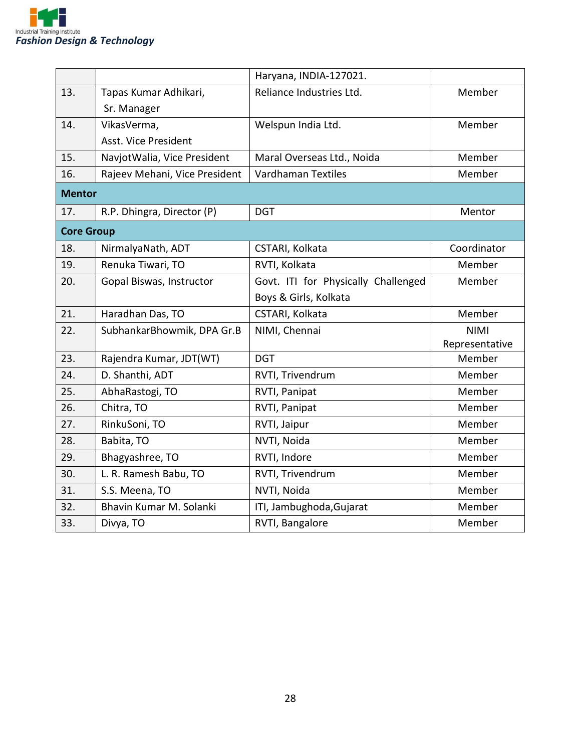| | | | |
|---|---|---|---|
| | | Haryana, INDIA-127021. | |
| 13. | Tapas Kumar Adhikari, Sr. Manager | Reliance Industries Ltd. | Member |
| 14. | VikasVerma, Asst. Vice President | Welspun India Ltd. | Member |
| 15. | NavjotWalia, Vice President | Maral Overseas Ltd., Noida | Member |
| 16. | Rajeev Mehani, Vice President | Vardhaman Textiles | Member |
| **Mentor** | | | |
| 17. | R.P. Dhingra, Director (P) | DGT | Mentor |
| **Core Group** | | | |
| 18. | NirmalyaNath, ADT | CSTARI, Kolkata | Coordinator |
| 19. | Renuka Tiwari, TO | RVTI, Kolkata | Member |
| 20. | Gopal Biswas, Instructor | Govt. ITI for Physically Challenged Boys & Girls, Kolkata | Member |
| 21. | Haradhan Das, TO | CSTARI, Kolkata | Member |
| 22. | SubhankarBhowmik, DPA Gr.B | NIMI, Chennai | NIMI Representative |
| 23. | Rajendra Kumar, JDT(WT) | DGT | Member |
| 24. | D. Shanthi, ADT | RVTI, Trivendrum | Member |
| 25. | AbhaRastogi, TO | RVTI, Panipat | Member |
| 26. | Chitra, TO | RVTI, Panipat | Member |
| 27. | RinkuSoni, TO | RVTI, Jaipur | Member |
| 28. | Babita, TO | NVTI, Noida | Member |
| 29. | Bhagyashree, TO | RVTI, Indore | Member |
| 30. | L. R. Ramesh Babu, TO | RVTI, Trivendrum | Member |
| 31. | S.S. Meena, TO | NVTI, Noida | Member |
| 32. | Bhavin Kumar M. Solanki | ITI, Jambughoda,Gujarat | Member |
| 33. | Divya, TO | RVTI, Bangalore | Member |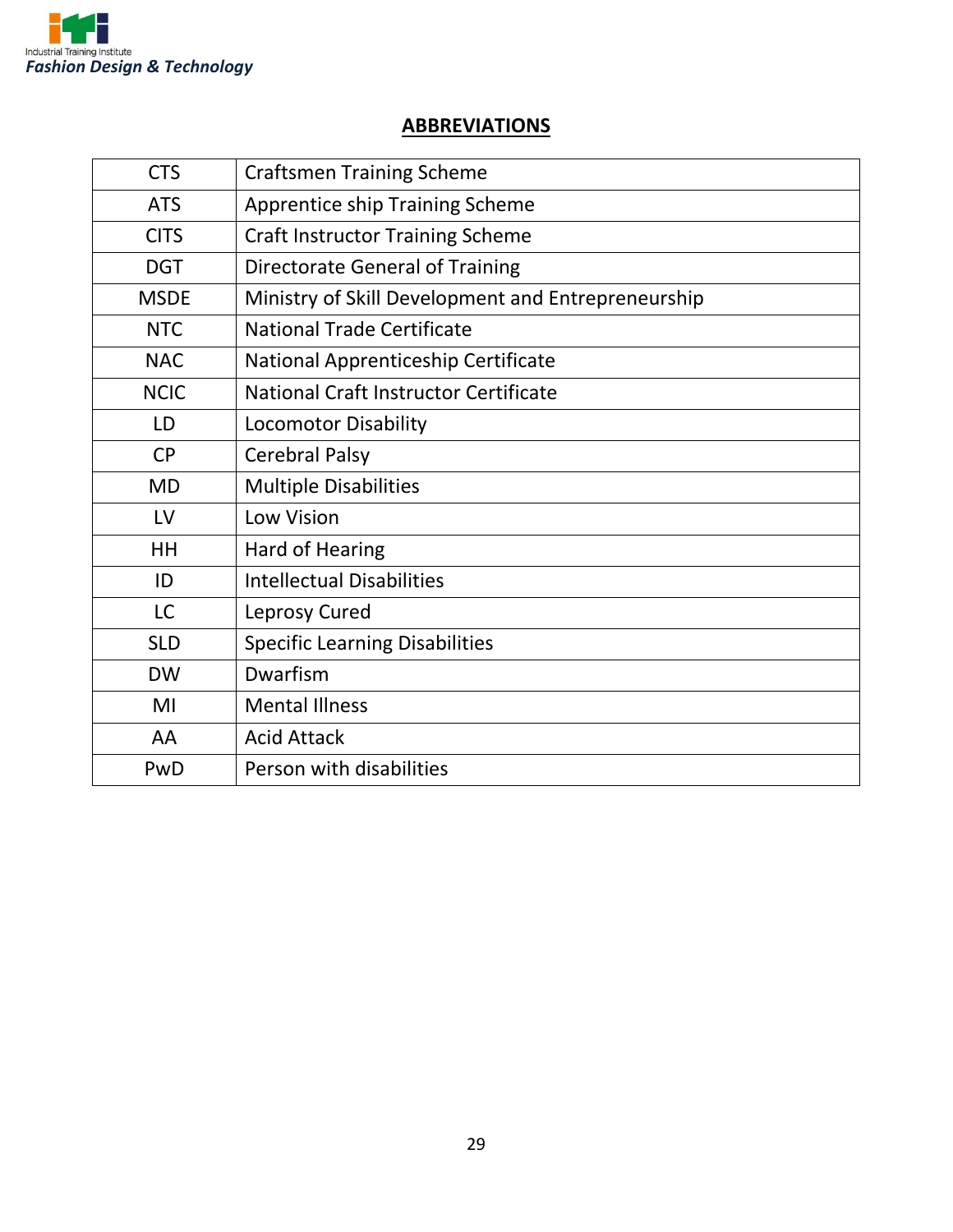# ABBREVIATIONS

| | |
|---|---|
| CTS | Craftsmen Training Scheme |
| ATS | Apprentice ship Training Scheme |
| CITS | Craft Instructor Training Scheme |
| DGT | Directorate General of Training |
| MSDE | Ministry of Skill Development and Entrepreneurship |
| NTC | National Trade Certificate |
| NAC | National Apprenticeship Certificate |
| NCIC | National Craft Instructor Certificate |
| LD | Locomotor Disability |
| CP | Cerebral Palsy |
| MD | Multiple Disabilities |
| LV | Low Vision |
| HH | Hard of Hearing |
| ID | Intellectual Disabilities |
| LC | Leprosy Cured |
| SLD | Specific Learning Disabilities |
| DW | Dwarfism |
| MI | Mental Illness |
| AA | Acid Attack |
| PwD | Person with disabilities |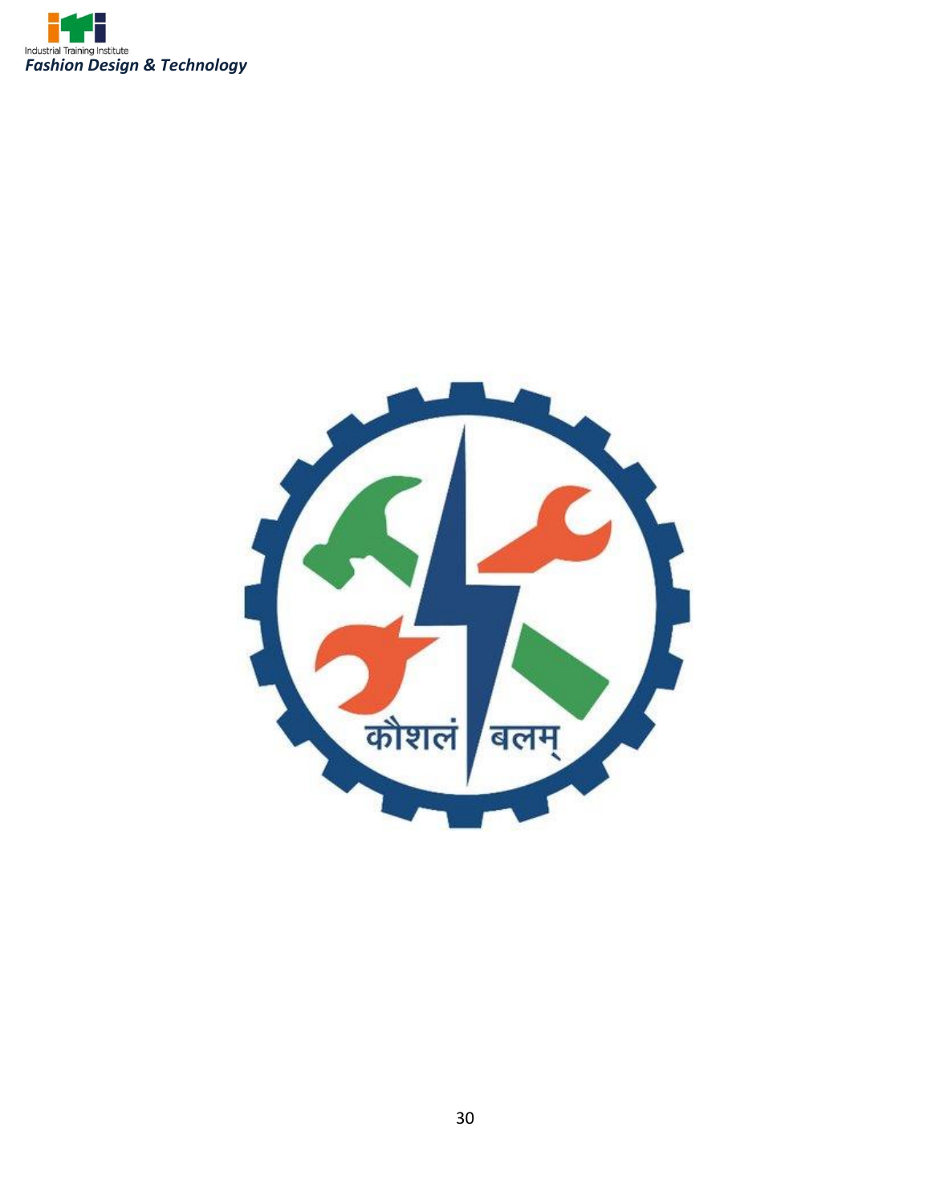कौशलं बलम्